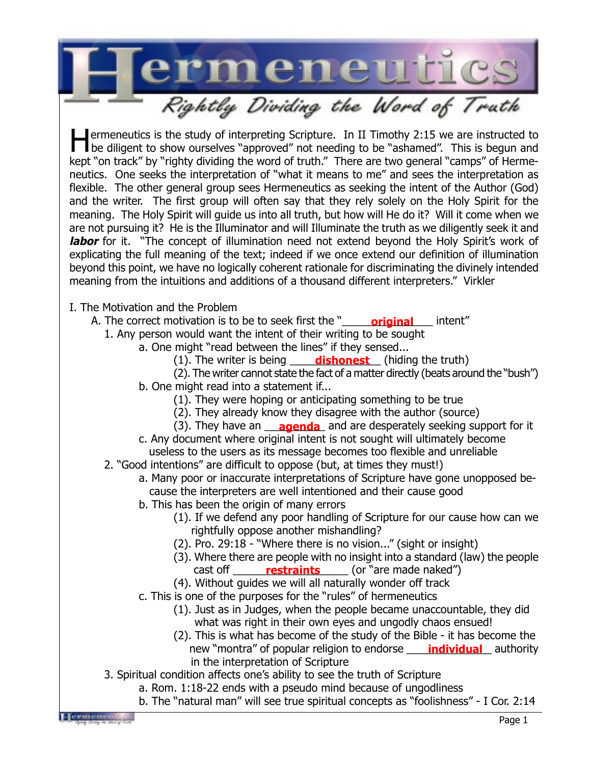# Hermeneutics

## *Rightly Dividing the Word of Truth*

Hermeneutics is the study of interpreting Scripture. In II Timothy 2:15 we are instructed to be diligent to show ourselves "approved" not needing to be "ashamed". This is begun and kept "on track" by "righty dividing the word of truth." There are two general "camps" of Hermeneutics. One seeks the interpretation of "what it means to me" and sees the interpretation as flexible. The other general group sees Hermeneutics as seeking the intent of the Author (God) and the writer. The first group will often say that they rely solely on the Holy Spirit for the meaning. The Holy Spirit will guide us into all truth, but how will He do it? Will it come when we are not pursuing it? He is the Illuminator and will Illuminate the truth as we diligently seek it and ***labor*** for it. "The concept of illumination need not extend beyond the Holy Spirit's work of explicating the full meaning of the text; indeed if we once extend our definition of illumination beyond this point, we have no logically coherent rationale for discriminating the divinely intended meaning from the intuitions and additions of a thousand different interpreters." Virkler

I. The Motivation and the Problem

A. The correct motivation is to be to seek first the "**original** intent"

1. Any person would want the intent of their writing to be sought
   - a. One might "read between the lines" if they sensed...
     - (1). The writer is being **dishonest** (hiding the truth)
     - (2). The writer cannot state the fact of a matter directly (beats around the "bush")
   - b. One might read into a statement if...
     - (1). They were hoping or anticipating something to be true
     - (2). They already know they disagree with the author (source)
     - (3). They have an **agenda** and are desperately seeking support for it
   - c. Any document where original intent is not sought will ultimately become useless to the users as its message becomes too flexible and unreliable
2. "Good intentions" are difficult to oppose (but, at times they must!)
   - a. Many poor or inaccurate interpretations of Scripture have gone unopposed because the interpreters are well intentioned and their cause good
   - b. This has been the origin of many errors
     - (1). If we defend any poor handling of Scripture for our cause how can we rightfully oppose another mishandling?
     - (2). Pro. 29:18 - "Where there is no vision..." (sight or insight)
     - (3). Where there are people with no insight into a standard (law) the people cast off **restraints** (or "are made naked")
     - (4). Without guides we will all naturally wonder off track
   - c. This is one of the purposes for the "rules" of hermeneutics
     - (1). Just as in Judges, when the people became unaccountable, they did what was right in their own eyes and ungodly chaos ensued!
     - (2). This is what has become of the study of the Bible - it has become the new "montra" of popular religion to endorse **individual** authority in the interpretation of Scripture
3. Spiritual condition affects one's ability to see the truth of Scripture
   - a. Rom. 1:18-22 ends with a pseudo mind because of ungodliness
   - b. The "natural man" will see true spiritual concepts as "foolishness" - I Cor. 2:14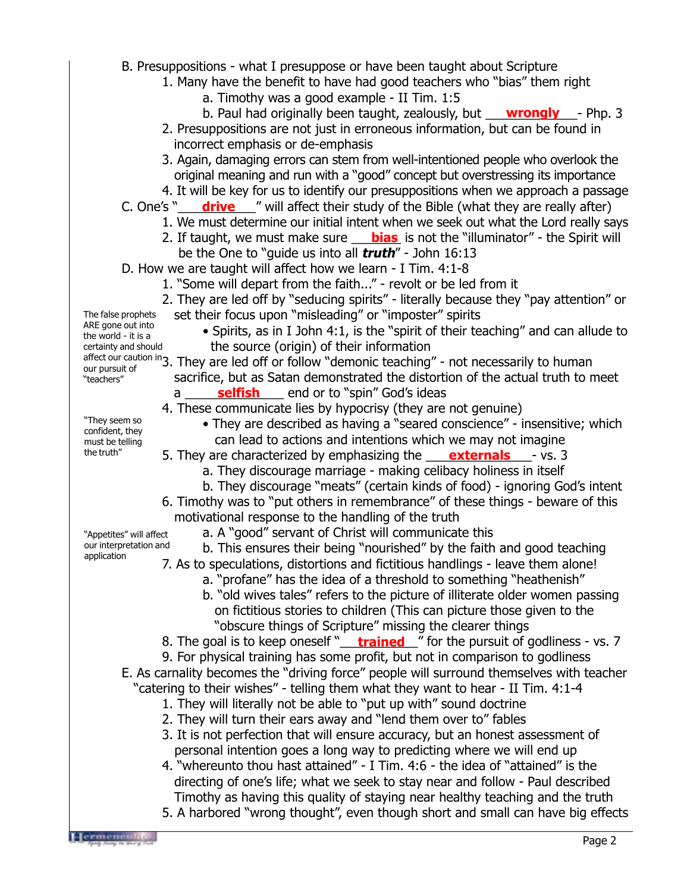B. Presuppositions - what I presuppose or have been taught about Scripture

1. Many have the benefit to have had good teachers who "bias" them right
   a. Timothy was a good example - II Tim. 1:5
   b. Paul had originally been taught, zealously, but ___**wrongly**___- Php. 3
2. Presuppositions are not just in erroneous information, but can be found in incorrect emphasis or de-emphasis
3. Again, damaging errors can stem from well-intentioned people who overlook the original meaning and run with a "good" concept but overstressing its importance
4. It will be key for us to identify our presuppositions when we approach a passage

C. One's "___**drive**___" will affect their study of the Bible (what they are really after)

1. We must determine our initial intent when we seek out what the Lord really says
2. If taught, we must make sure ___**bias**_ is not the "illuminator" - the Spirit will be the One to "guide us into all ***truth***" - John 16:13

D. How we are taught will affect how we learn - I Tim. 4:1-8

1. "Some will depart from the faith..." - revolt or be led from it
2. They are led off by "seducing spirits" - literally because they "pay attention" or set their focus upon "misleading" or "imposter" spirits
   - Spirits, as in I John 4:1, is the "spirit of their teaching" and can allude to the source (origin) of their information
3. They are led off or follow "demonic teaching" - not necessarily to human sacrifice, but as Satan demonstrated the distortion of the actual truth to meet a _____**selfish**____ end or to "spin" God's ideas
4. These communicate lies by hypocrisy (they are not genuine)
   - They are described as having a "seared conscience" - insensitive; which can lead to actions and intentions which we may not imagine
5. They are characterized by emphasizing the ___**externals**___- vs. 3
   a. They discourage marriage - making celibacy holiness in itself
   b. They discourage "meats" (certain kinds of food) - ignoring God's intent
6. Timothy was to "put others in remembrance" of these things - beware of this motivational response to the handling of the truth
   a. A "good" servant of Christ will communicate this
   b. This ensures their being "nourished" by the faith and good teaching
7. As to speculations, distortions and fictitious handlings - leave them alone!
   a. "profane" has the idea of a threshold to something "heathenish"
   b. "old wives tales" refers to the picture of illiterate older women passing on fictitious stories to children (This can picture those given to the "obscure things of Scripture" missing the clearer things
8. The goal is to keep oneself "___**trained**___" for the pursuit of godliness - vs. 7
9. For physical training has some profit, but not in comparison to godliness

*The false prophets ARE gone out into the world - it is a certainty and should affect our caution in our pursuit of "teachers"*

*"They seem so confident, they must be telling the truth"*

*"Appetites" will affect our interpretation and application*

E. As carnality becomes the "driving force" people will surround themselves with teacher "catering to their wishes" - telling them what they want to hear - II Tim. 4:1-4

1. They will literally not be able to "put up with" sound doctrine
2. They will turn their ears away and "lend them over to" fables
3. It is not perfection that will ensure accuracy, but an honest assessment of personal intention goes a long way to predicting where we will end up
4. "whereunto thou hast attained" - I Tim. 4:6 - the idea of "attained" is the directing of one's life; what we seek to stay near and follow - Paul described Timothy as having this quality of staying near healthy teaching and the truth
5. A harbored "wrong thought", even though short and small can have big effects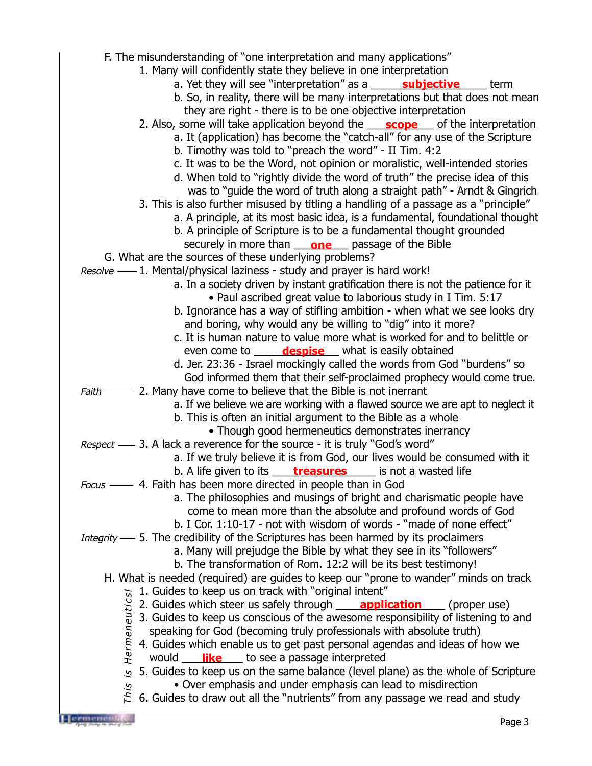F. The misunderstanding of "one interpretation and many applications"

1. Many will confidently state they believe in one interpretation
    a. Yet they will see "interpretation" as a _____**subjective**_____ term
    b. So, in reality, there will be many interpretations but that does not mean they are right - there is to be one objective interpretation
2. Also, some will take application beyond the ___**scope**___ of the interpretation
    a. It (application) has become the "catch-all" for any use of the Scripture
    b. Timothy was told to "preach the word" - II Tim. 4:2
    c. It was to be the Word, not opinion or moralistic, well-intended stories
    d. When told to "rightly divide the word of truth" the precise idea of this was to "guide the word of truth along a straight path" - Arndt & Gingrich
3. This is also further misused by titling a handling of a passage as a "principle"
    a. A principle, at its most basic idea, is a fundamental, foundational thought
    b. A principle of Scripture is to be a fundamental thought grounded securely in more than ___**one**___ passage of the Bible

G. What are the sources of these underlying problems?

*Resolve* —— 1. Mental/physical laziness - study and prayer is hard work!
    a. In a society driven by instant gratification there is not the patience for it
        • Paul ascribed great value to laborious study in I Tim. 5:17
    b. Ignorance has a way of stifling ambition - when what we see looks dry and boring, why would any be willing to "dig" into it more?
    c. It is human nature to value more what is worked for and to belittle or even come to _____**despise**___ what is easily obtained
    d. Jer. 23:36 - Israel mockingly called the words from God "burdens" so God informed them that their self-proclaimed prophecy would come true.

*Faith* —— 2. Many have come to believe that the Bible is not inerrant
    a. If we believe we are working with a flawed source we are apt to neglect it
    b. This is often an initial argument to the Bible as a whole
        • Though good hermeneutics demonstrates inerrancy

*Respect* —— 3. A lack a reverence for the source - it is truly "God's word"
    a. If we truly believe it is from God, our lives would be consumed with it
    b. A life given to its ____**treasures**_____ is not a wasted life

*Focus* —— 4. Faith has been more directed in people than in God
    a. The philosophies and musings of bright and charismatic people have come to mean more than the absolute and profound words of God
    b. I Cor. 1:10-17 - not with wisdom of words - "made of none effect"

*Integrity* —— 5. The credibility of the Scriptures has been harmed by its proclaimers
    a. Many will prejudge the Bible by what they see in its "followers"
    b. The transformation of Rom. 12:2 will be its best testimony!

H. What is needed (required) are guides to keep our "prone to wander" minds on track

*This is Hermeneutics!*

1. Guides to keep us on track with "original intent"
2. Guides which steer us safely through ____**application**____ (proper use)
3. Guides to keep us conscious of the awesome responsibility of listening to and speaking for God (becoming truly professionals with absolute truth)
4. Guides which enable us to get past personal agendas and ideas of how we would ___**like**____ to see a passage interpreted
5. Guides to keep us on the same balance (level plane) as the whole of Scripture
    • Over emphasis and under emphasis can lead to misdirection
6. Guides to draw out all the "nutrients" from any passage we read and study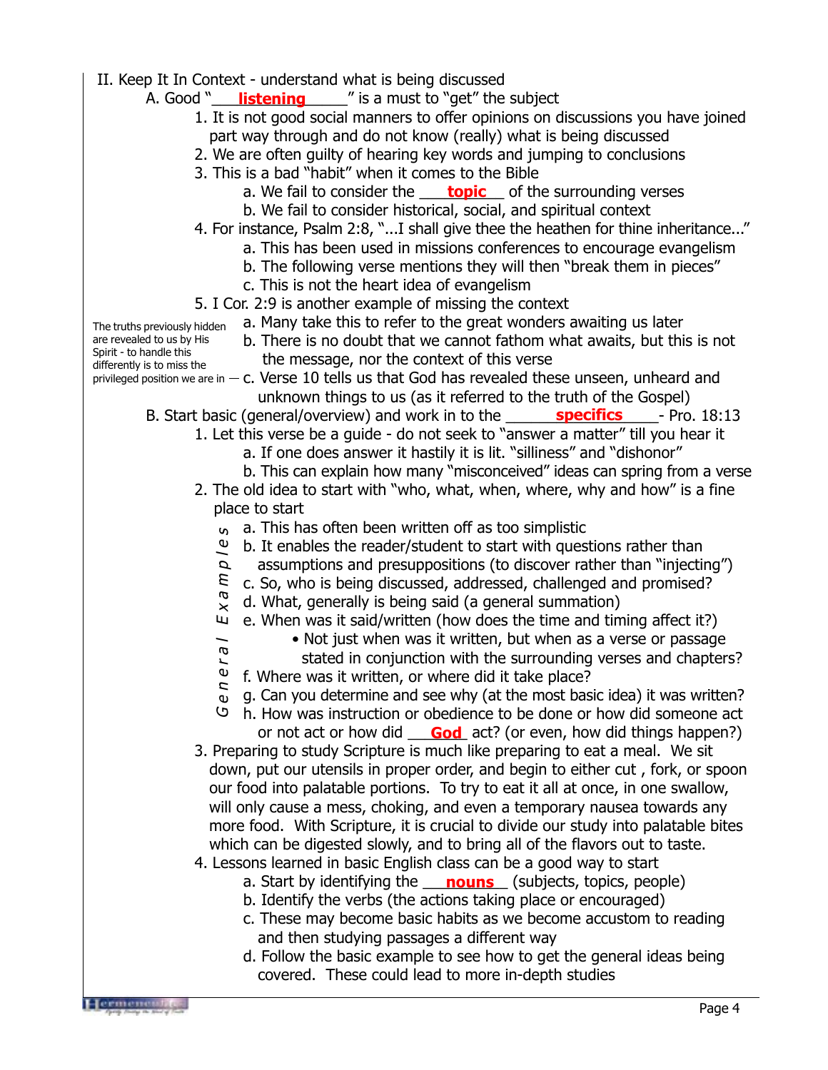II. Keep It In Context - understand what is being discussed

A. Good "___**listening**_____" is a must to "get" the subject

1. It is not good social manners to offer opinions on discussions you have joined part way through and do not know (really) what is being discussed
2. We are often guilty of hearing key words and jumping to conclusions
3. This is a bad "habit" when it comes to the Bible
    - a. We fail to consider the ___**topic**__ of the surrounding verses
    - b. We fail to consider historical, social, and spiritual context
4. For instance, Psalm 2:8, "...I shall give thee the heathen for thine inheritance..."
    - a. This has been used in missions conferences to encourage evangelism
    - b. The following verse mentions they will then "break them in pieces"
    - c. This is not the heart idea of evangelism
5. I Cor. 2:9 is another example of missing the context
    - a. Many take this to refer to the great wonders awaiting us later
    - b. There is no doubt that we cannot fathom what awaits, but this is not the message, nor the context of this verse
    - c. Verse 10 tells us that God has revealed these unseen, unheard and unknown things to us (as it referred to the truth of the Gospel)

The truths previously hidden are revealed to us by His Spirit - to handle this differently is to miss the privileged position we are in

B. Start basic (general/overview) and work in to the ______**specifics**_____- Pro. 18:13

1. Let this verse be a guide - do not seek to "answer a matter" till you hear it
    - a. If one does answer it hastily it is lit. "silliness" and "dishonor"
    - b. This can explain how many "misconceived" ideas can spring from a verse
2. The old idea to start with "who, what, when, where, why and how" is a fine place to start

   *General Examples*

    - a. This has often been written off as too simplistic
    - b. It enables the reader/student to start with questions rather than assumptions and presuppositions (to discover rather than "injecting")
    - c. So, who is being discussed, addressed, challenged and promised?
    - d. What, generally is being said (a general summation)
    - e. When was it said/written (how does the time and timing affect it?)
        - Not just when was it written, but when as a verse or passage stated in conjunction with the surrounding verses and chapters?
    - f. Where was it written, or where did it take place?
    - g. Can you determine and see why (at the most basic idea) it was written?
    - h. How was instruction or obedience to be done or how did someone act or not act or how did ___**God**_ act? (or even, how did things happen?)
3. Preparing to study Scripture is much like preparing to eat a meal. We sit down, put our utensils in proper order, and begin to either cut , fork, or spoon our food into palatable portions. To try to eat it all at once, in one swallow, will only cause a mess, choking, and even a temporary nausea towards any more food. With Scripture, it is crucial to divide our study into palatable bites which can be digested slowly, and to bring all of the flavors out to taste.
4. Lessons learned in basic English class can be a good way to start
    - a. Start by identifying the ___**nouns**__ (subjects, topics, people)
    - b. Identify the verbs (the actions taking place or encouraged)
    - c. These may become basic habits as we become accustom to reading and then studying passages a different way
    - d. Follow the basic example to see how to get the general ideas being covered. These could lead to more in-depth studies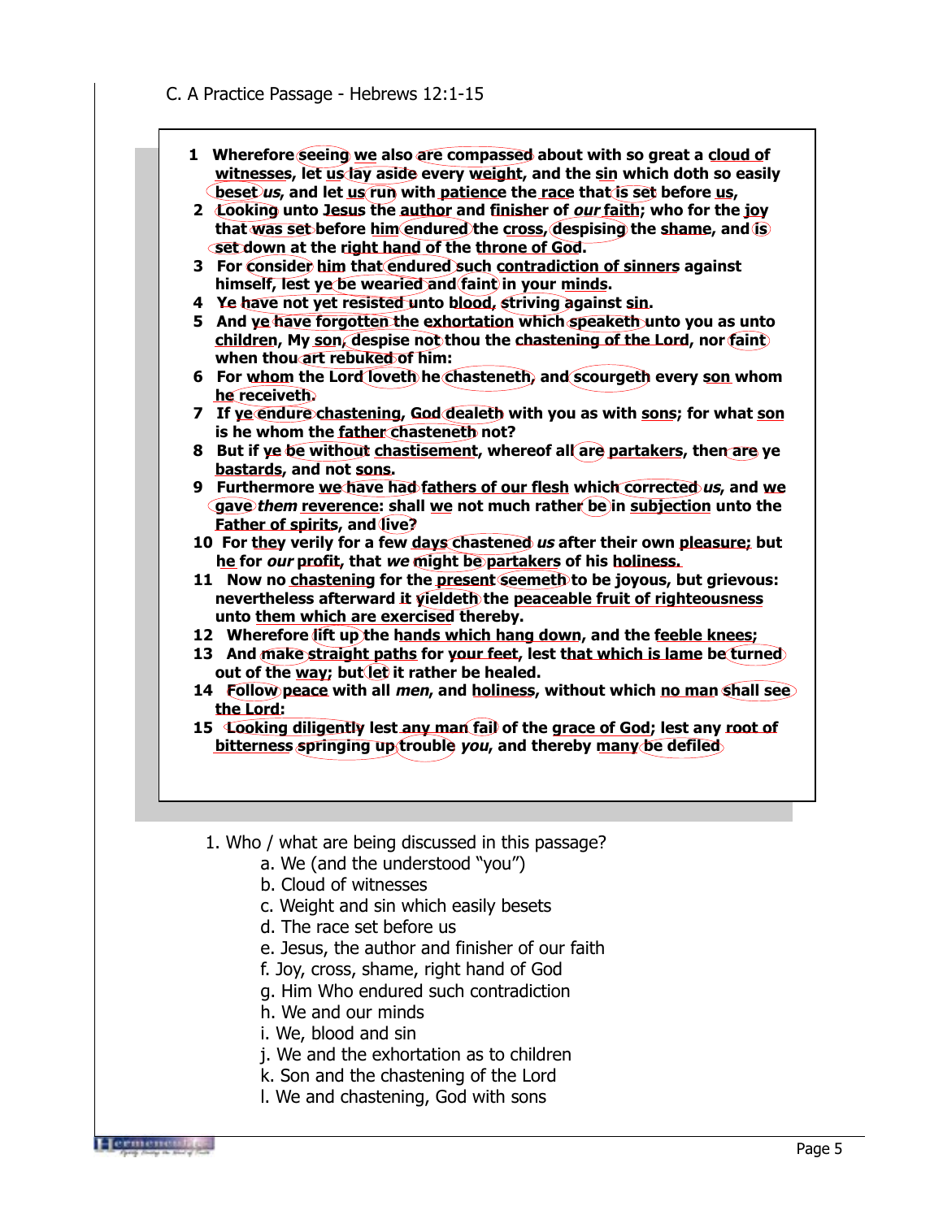C. A Practice Passage - Hebrews 12:1-15

**1** **Wherefore seeing we also are compassed about with so great a cloud of witnesses, let us lay aside every weight, and the sin which doth so easily beset *us*, and let us run with patience the race that is set before us,**
**2** **Looking unto Jesus the author and finisher of *our* faith; who for the joy that was set before him endured the cross, despising the shame, and is set down at the right hand of the throne of God.**
**3** **For consider him that endured such contradiction of sinners against himself, lest ye be wearied and faint in your minds.**
**4** **Ye have not yet resisted unto blood, striving against sin.**
**5** **And ye have forgotten the exhortation which speaketh unto you as unto children, My son, despise not thou the chastening of the Lord, nor faint when thou art rebuked of him:**
**6** **For whom the Lord loveth he chasteneth, and scourgeth every son whom he receiveth.**
**7** **If ye endure chastening, God dealeth with you as with sons; for what son is he whom the father chasteneth not?**
**8** **But if ye be without chastisement, whereof all are partakers, then are ye bastards, and not sons.**
**9** **Furthermore we have had fathers of our flesh which corrected *us*, and we gave *them* reverence: shall we not much rather be in subjection unto the Father of spirits, and live?**
**10** **For they verily for a few days chastened *us* after their own pleasure; but he for *our* profit, that *we* might be partakers of his holiness.**
**11** **Now no chastening for the present seemeth to be joyous, but grievous: nevertheless afterward it yieldeth the peaceable fruit of righteousness unto them which are exercised thereby.**
**12** **Wherefore lift up the hands which hang down, and the feeble knees;**
**13** **And make straight paths for your feet, lest that which is lame be turned out of the way; but let it rather be healed.**
**14** **Follow peace with all *men*, and holiness, without which no man shall see the Lord:**
**15** **Looking diligently lest any man fail of the grace of God; lest any root of bitterness springing up trouble *you*, and thereby many be defiled**

1. Who / what are being discussed in this passage?
   a. We (and the understood "you")
   b. Cloud of witnesses
   c. Weight and sin which easily besets
   d. The race set before us
   e. Jesus, the author and finisher of our faith
   f. Joy, cross, shame, right hand of God
   g. Him Who endured such contradiction
   h. We and our minds
   i. We, blood and sin
   j. We and the exhortation as to children
   k. Son and the chastening of the Lord
   l. We and chastening, God with sons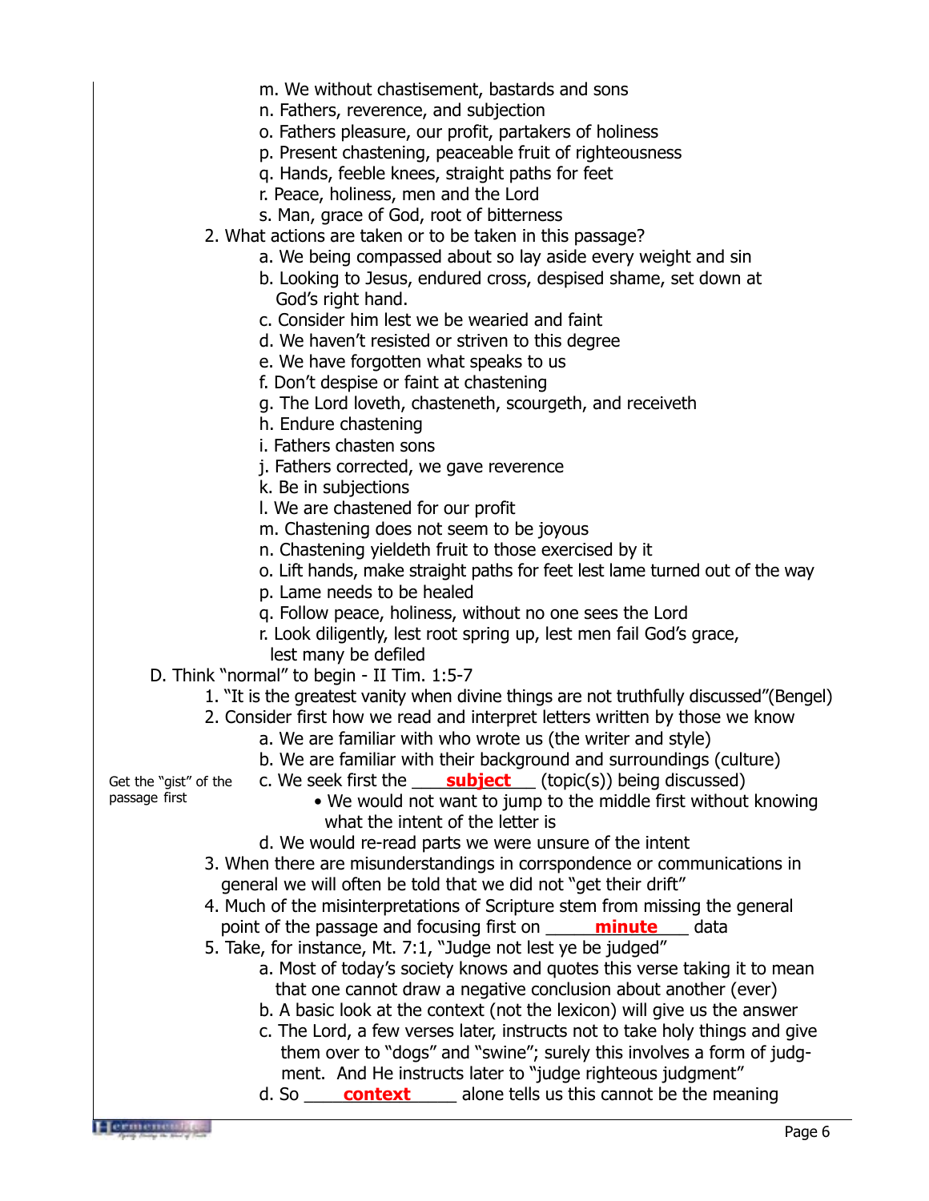m. We without chastisement, bastards and sons
n. Fathers, reverence, and subjection
o. Fathers pleasure, our profit, partakers of holiness
p. Present chastening, peaceable fruit of righteousness
q. Hands, feeble knees, straight paths for feet
r. Peace, holiness, men and the Lord
s. Man, grace of God, root of bitterness

2. What actions are taken or to be taken in this passage?
   a. We being compassed about so lay aside every weight and sin
   b. Looking to Jesus, endured cross, despised shame, set down at God's right hand.
   c. Consider him lest we be wearied and faint
   d. We haven't resisted or striven to this degree
   e. We have forgotten what speaks to us
   f. Don't despise or faint at chastening
   g. The Lord loveth, chasteneth, scourgeth, and receiveth
   h. Endure chastening
   i. Fathers chasten sons
   j. Fathers corrected, we gave reverence
   k. Be in subjections
   l. We are chastened for our profit
   m. Chastening does not seem to be joyous
   n. Chastening yieldeth fruit to those exercised by it
   o. Lift hands, make straight paths for feet lest lame turned out of the way
   p. Lame needs to be healed
   q. Follow peace, holiness, without no one sees the Lord
   r. Look diligently, lest root spring up, lest men fail God's grace, lest many be defiled

D. Think "normal" to begin - II Tim. 1:5-7
   1. "It is the greatest vanity when divine things are not truthfully discussed"(Bengel)
   2. Consider first how we read and interpret letters written by those we know
      a. We are familiar with who wrote us (the writer and style)
      b. We are familiar with their background and surroundings (culture)
      c. We seek first the ____**subject**____ (topic(s)) being discussed)
         - We would not want to jump to the middle first without knowing what the intent of the letter is
      d. We would re-read parts we were unsure of the intent

      *Get the "gist" of the passage first*
   3. When there are misunderstandings in corrspondence or communications in general we will often be told that we did not "get their drift"
   4. Much of the misinterpretations of Scripture stem from missing the general point of the passage and focusing first on ______**minute**____ data
   5. Take, for instance, Mt. 7:1, "Judge not lest ye be judged"
      a. Most of today's society knows and quotes this verse taking it to mean that one cannot draw a negative conclusion about another (ever)
      b. A basic look at the context (not the lexicon) will give us the answer
      c. The Lord, a few verses later, instructs not to take holy things and give them over to "dogs" and "swine"; surely this involves a form of judgment. And He instructs later to "judge righteous judgment"
      d. So _____**context**______ alone tells us this cannot be the meaning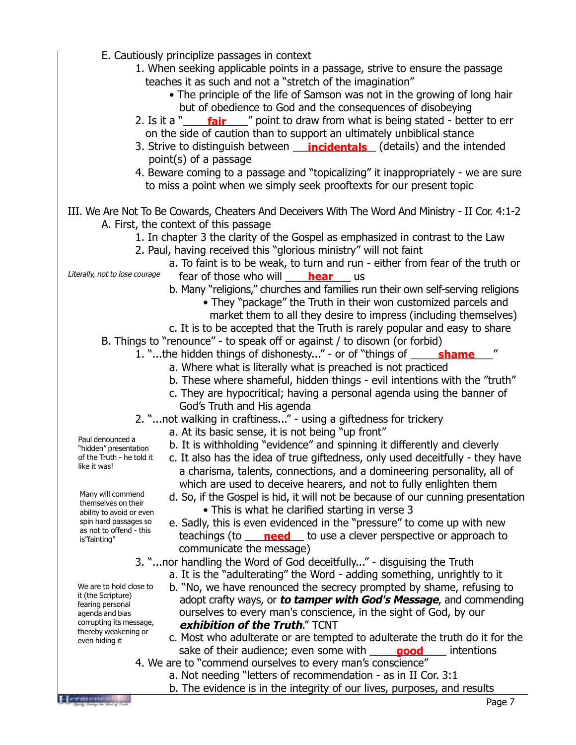E. Cautiously principlize passages in context

1. When seeking applicable points in a passage, strive to ensure the passage teaches it as such and not a "stretch of the imagination"
   - The principle of the life of Samson was not in the growing of long hair but of obedience to God and the consequences of disobeying
2. Is it a "**fair**" point to draw from what is being stated - better to err on the side of caution than to support an ultimately unbiblical stance
3. Strive to distinguish between **incidentals** (details) and the intended point(s) of a passage
4. Beware coming to a passage and "topicalizing" it inappropriately - we are sure to miss a point when we simply seek prooftexts for our present topic

III. We Are Not To Be Cowards, Cheaters And Deceivers With The Word And Ministry - II Cor. 4:1-2

A. First, the context of this passage

1. In chapter 3 the clarity of the Gospel as emphasized in contrast to the Law
2. Paul, having received this "glorious ministry" will not faint
   a. To faint is to be weak, to turn and run - either from fear of the truth or fear of those who will **hear** us

   *Literally, not to lose courage*

   b. Many "religions," churches and families run their own self-serving religions
      - They "package" the Truth in their won customized parcels and market them to all they desire to impress (including themselves)

   c. It is to be accepted that the Truth is rarely popular and easy to share

B. Things to "renounce" - to speak off or against / to disown (or forbid)

1. "...the hidden things of dishonesty..." - or of "things of **shame**"
   a. Where what is literally what is preached is not practiced
   b. These where shameful, hidden things - evil intentions with the "truth"
   c. They are hypocritical; having a personal agenda using the banner of God's Truth and His agenda
2. "...not walking in craftiness..." - using a giftedness for trickery
   a. At its basic sense, it is not being "up front"
   b. It is withholding "evidence" and spinning it differently and cleverly
   c. It also has the idea of true giftedness, only used deceitfully - they have a charisma, talents, connections, and a domineering personality, all of which are used to deceive hearers, and not to fully enlighten them

   *Paul denounced a "hidden" presentation of the Truth - he told it like it was!*

   d. So, if the Gospel is hid, it will not be because of our cunning presentation
      - This is what he clarified starting in verse 3

   e. Sadly, this is even evidenced in the "pressure" to come up with new teachings (to **need** to use a clever perspective or approach to communicate the message)

   *Many will commend themselves on their ability to avoid or even spin hard passages so as not to offend - this is "fainting"*

3. "...nor handling the Word of God deceitfully..." - disguising the Truth
   a. It is the "adulterating" the Word - adding something, unrightly to it
   b. "No, we have renounced the secrecy prompted by shame, refusing to adopt crafty ways, or ***to tamper with God's Message***, and commending ourselves to every man's conscience, in the sight of God, by our ***exhibition of the Truth***." TCNT
   c. Most who adulterate or are tempted to adulterate the truth do it for the sake of their audience; even some with **good** intentions

   *We are to hold close to it (the Scripture) fearing personal agenda and bias corrupting its message, thereby weakening or even hiding it*

4. We are to "commend ourselves to every man's conscience"
   a. Not needing "letters of recommendation - as in II Cor. 3:1
   b. The evidence is in the integrity of our lives, purposes, and results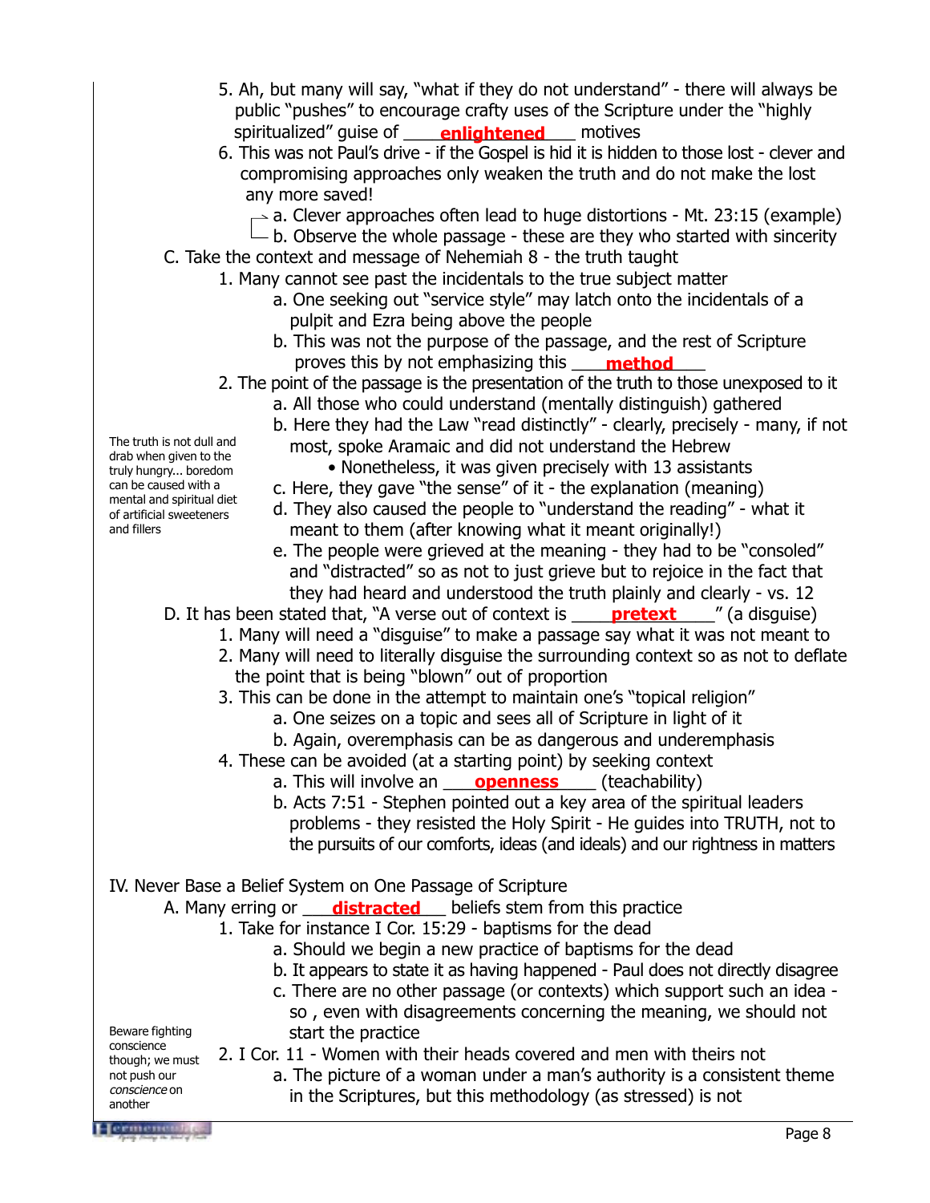5. Ah, but many will say, "what if they do not understand" - there will always be public "pushes" to encourage crafty uses of the Scripture under the "highly spiritualized" guise of ____**enlightened**____ motives
6. This was not Paul's drive - if the Gospel is hid it is hidden to those lost - clever and compromising approaches only weaken the truth and do not make the lost any more saved!
    - a. Clever approaches often lead to huge distortions - Mt. 23:15 (example)
    - b. Observe the whole passage - these are they who started with sincerity

C. Take the context and message of Nehemiah 8 - the truth taught

1. Many cannot see past the incidentals to the true subject matter
    - a. One seeking out "service style" may latch onto the incidentals of a pulpit and Ezra being above the people
    - b. This was not the purpose of the passage, and the rest of Scripture proves this by not emphasizing this ____**method**____
2. The point of the passage is the presentation of the truth to those unexposed to it
    - a. All those who could understand (mentally distinguish) gathered
    - b. Here they had the Law "read distinctly" - clearly, precisely - many, if not most, spoke Aramaic and did not understand the Hebrew
        - Nonetheless, it was given precisely with 13 assistants
    - c. Here, they gave "the sense" of it - the explanation (meaning)
    - d. They also caused the people to "understand the reading" - what it meant to them (after knowing what it meant originally!)
    - e. The people were grieved at the meaning - they had to be "consoled" and "distracted" so as not to just grieve but to rejoice in the fact that they had heard and understood the truth plainly and clearly - vs. 12

*The truth is not dull and drab when given to the truly hungry... boredom can be caused with a mental and spiritual diet of artificial sweeteners and fillers*

D. It has been stated that, "A verse out of context is ____**pretext**____" (a disguise)

1. Many will need a "disguise" to make a passage say what it was not meant to
2. Many will need to literally disguise the surrounding context so as not to deflate the point that is being "blown" out of proportion
3. This can be done in the attempt to maintain one's "topical religion"
    - a. One seizes on a topic and sees all of Scripture in light of it
    - b. Again, overemphasis can be as dangerous and underemphasis
4. These can be avoided (at a starting point) by seeking context
    - a. This will involve an ____**openness**____ (teachability)
    - b. Acts 7:51 - Stephen pointed out a key area of the spiritual leaders problems - they resisted the Holy Spirit - He guides into TRUTH, not to the pursuits of our comforts, ideas (and ideals) and our rightness in matters

IV. Never Base a Belief System on One Passage of Scripture

A. Many erring or ____**distracted**____ beliefs stem from this practice

1. Take for instance I Cor. 15:29 - baptisms for the dead
    - a. Should we begin a new practice of baptisms for the dead
    - b. It appears to state it as having happened - Paul does not directly disagree
    - c. There are no other passage (or contexts) which support such an idea - so , even with disagreements concerning the meaning, we should not start the practice
2. I Cor. 11 - Women with their heads covered and men with theirs not
    - a. The picture of a woman under a man's authority is a consistent theme in the Scriptures, but this methodology (as stressed) is not

*Beware fighting conscience though; we must not push our conscience on another*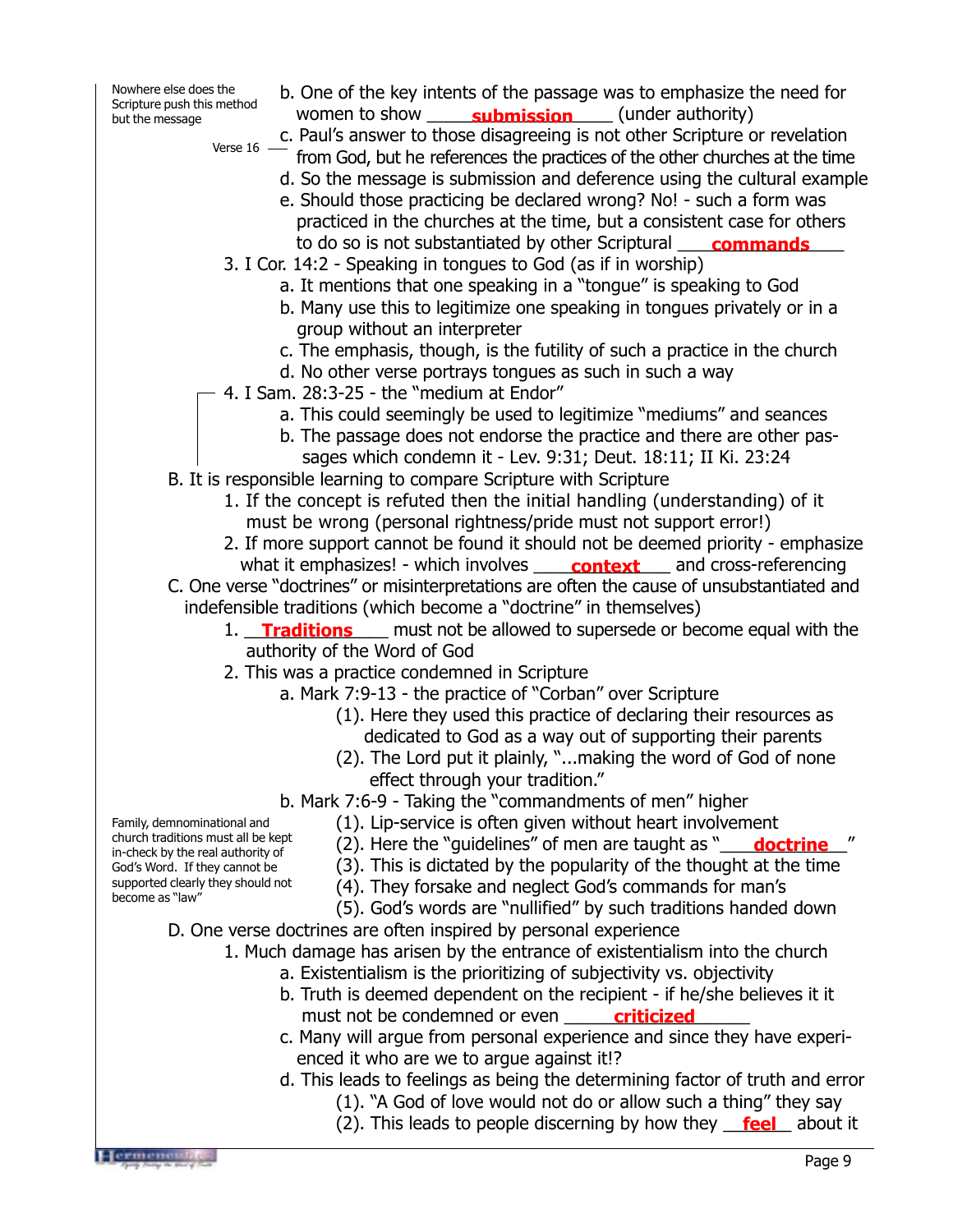*Nowhere else does the Scripture push this method but the message*

b. One of the key intents of the passage was to emphasize the need for women to show ____**submission**____ (under authority)

*Verse 16*

c. Paul's answer to those disagreeing is not other Scripture or revelation from God, but he references the practices of the other churches at the time

d. So the message is submission and deference using the cultural example

e. Should those practicing be declared wrong? No! - such a form was practiced in the churches at the time, but a consistent case for others to do so is not substantiated by other Scriptural ____**commands**____

3. I Cor. 14:2 - Speaking in tongues to God (as if in worship)
   - a. It mentions that one speaking in a "tongue" is speaking to God
   - b. Many use this to legitimize one speaking in tongues privately or in a group without an interpreter
   - c. The emphasis, though, is the futility of such a practice in the church
   - d. No other verse portrays tongues as such in such a way

4. I Sam. 28:3-25 - the "medium at Endor"
   - a. This could seemingly be used to legitimize "mediums" and seances
   - b. The passage does not endorse the practice and there are other passages which condemn it - Lev. 9:31; Deut. 18:11; II Ki. 23:24

B. It is responsible learning to compare Scripture with Scripture

1. If the concept is refuted then the initial handling (understanding) of it must be wrong (personal rightness/pride must not support error!)
2. If more support cannot be found it should not be deemed priority - emphasize what it emphasizes! - which involves ____**context**____ and cross-referencing

C. One verse "doctrines" or misinterpretations are often the cause of unsubstantiated and indefensible traditions (which become a "doctrine" in themselves)

1. ____**Traditions**____ must not be allowed to supersede or become equal with the authority of the Word of God
2. This was a practice condemned in Scripture
   - a. Mark 7:9-13 - the practice of "Corban" over Scripture
     - (1). Here they used this practice of declaring their resources as dedicated to God as a way out of supporting their parents
     - (2). The Lord put it plainly, "...making the word of God of none effect through your tradition."
   - b. Mark 7:6-9 - Taking the "commandments of men" higher
     - (1). Lip-service is often given without heart involvement
     - (2). Here the "guidelines" of men are taught as "____**doctrine**____"
     - (3). This is dictated by the popularity of the thought at the time
     - (4). They forsake and neglect God's commands for man's
     - (5). God's words are "nullified" by such traditions handed down

*Family, demnominational and church traditions must all be kept in-check by the real authority of God's Word. If they cannot be supported clearly they should not become as "law"*

D. One verse doctrines are often inspired by personal experience

1. Much damage has arisen by the entrance of existentialism into the church
   - a. Existentialism is the prioritizing of subjectivity vs. objectivity
   - b. Truth is deemed dependent on the recipient - if he/she believes it it must not be condemned or even ____**criticized**____
   - c. Many will argue from personal experience and since they have experienced it who are we to argue against it!?
   - d. This leads to feelings as being the determining factor of truth and error
     - (1). "A God of love would not do or allow such a thing" they say
     - (2). This leads to people discerning by how they ____**feel**____ about it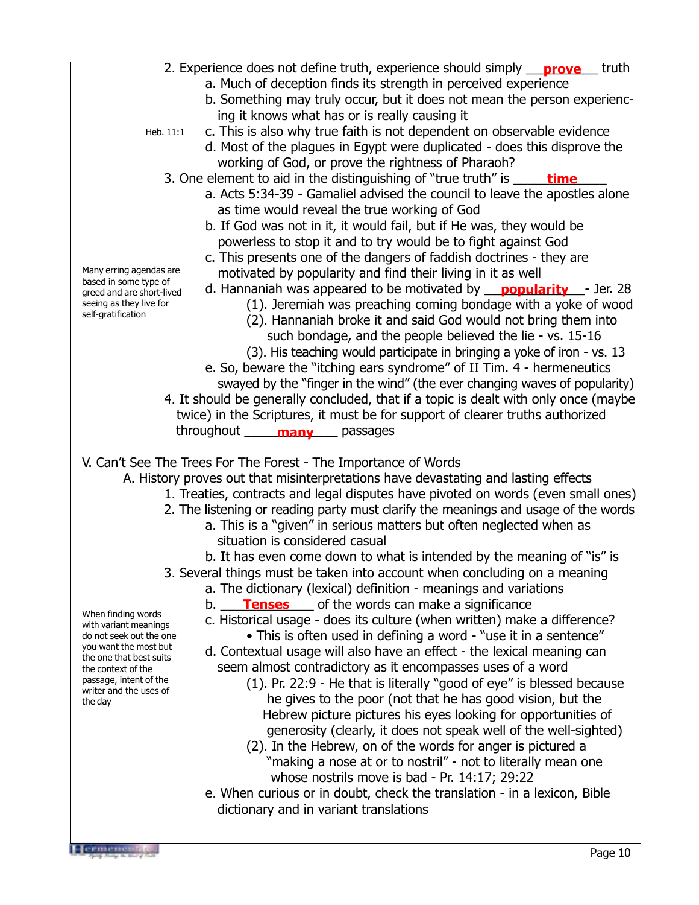2. Experience does not define truth, experience should simply __**prove**__ truth
    a. Much of deception finds its strength in perceived experience
    b. Something may truly occur, but it does not mean the person experiencing it knows what has or is really causing it
    c. This is also why true faith is not dependent on observable evidence (Heb. 11:1)
    d. Most of the plagues in Egypt were duplicated - does this disprove the working of God, or prove the rightness of Pharaoh?

3. One element to aid in the distinguishing of "true truth" is ____**time**____
    a. Acts 5:34-39 - Gamaliel advised the council to leave the apostles alone as time would reveal the true working of God
    b. If God was not in it, it would fail, but if He was, they would be powerless to stop it and to try would be to fight against God
    c. This presents one of the dangers of faddish doctrines - they are motivated by popularity and find their living in it as well
    d. Hannaniah was appeared to be motivated by __**popularity**__- Jer. 28
        (1). Jeremiah was preaching coming bondage with a yoke of wood
        (2). Hannaniah broke it and said God would not bring them into such bondage, and the people believed the lie - vs. 15-16
        (3). His teaching would participate in bringing a yoke of iron - vs. 13
    e. So, beware the "itching ears syndrome" of II Tim. 4 - hermeneutics swayed by the "finger in the wind" (the ever changing waves of popularity)

Many erring agendas are based in some type of greed and are short-lived seeing as they live for self-gratification

4. It should be generally concluded, that if a topic is dealt with only once (maybe twice) in the Scriptures, it must be for support of clearer truths authorized throughout _____**many**____ passages

V. Can't See The Trees For The Forest - The Importance of Words

A. History proves out that misinterpretations have devastating and lasting effects

1. Treaties, contracts and legal disputes have pivoted on words (even small ones)
2. The listening or reading party must clarify the meanings and usage of the words
    a. This is a "given" in serious matters but often neglected when as situation is considered casual
    b. It has even come down to what is intended by the meaning of "is" is
3. Several things must be taken into account when concluding on a meaning
    a. The dictionary (lexical) definition - meanings and variations
    b. ___**Tenses**____ of the words can make a significance
    c. Historical usage - does its culture (when written) make a difference?
        - This is often used in defining a word - "use it in a sentence"
    d. Contextual usage will also have an effect - the lexical meaning can seem almost contradictory as it encompasses uses of a word
        (1). Pr. 22:9 - He that is literally "good of eye" is blessed because he gives to the poor (not that he has good vision, but the Hebrew picture pictures his eyes looking for opportunities of generosity (clearly, it does not speak well of the well-sighted)
        (2). In the Hebrew, on of the words for anger is pictured a "making a nose at or to nostril" - not to literally mean one whose nostrils move is bad - Pr. 14:17; 29:22
    e. When curious or in doubt, check the translation - in a lexicon, Bible dictionary and in variant translations

When finding words with variant meanings do not seek out the one you want the most but the one that best suits the context of the passage, intent of the writer and the uses of the day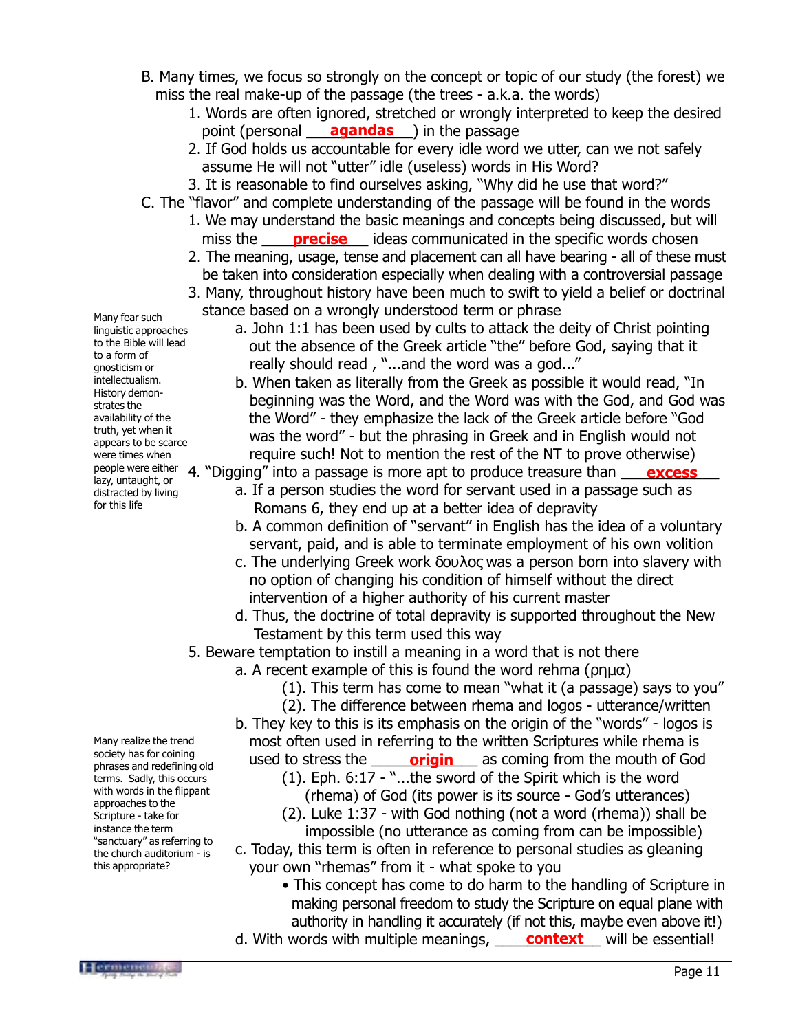B. Many times, we focus so strongly on the concept or topic of our study (the forest) we miss the real make-up of the passage (the trees - a.k.a. the words)

1. Words are often ignored, stretched or wrongly interpreted to keep the desired point (personal ___**agandas**___) in the passage
2. If God holds us accountable for every idle word we utter, can we not safely assume He will not "utter" idle (useless) words in His Word?
3. It is reasonable to find ourselves asking, "Why did he use that word?"

C. The "flavor" and complete understanding of the passage will be found in the words

1. We may understand the basic meanings and concepts being discussed, but will miss the ___**precise**___ ideas communicated in the specific words chosen
2. The meaning, usage, tense and placement can all have bearing - all of these must be taken into consideration especially when dealing with a controversial passage
3. Many, throughout history have been much to swift to yield a belief or doctrinal stance based on a wrongly understood term or phrase
   a. John 1:1 has been used by cults to attack the deity of Christ pointing out the absence of the Greek article "the" before God, saying that it really should read , "...and the word was a god..."
   b. When taken as literally from the Greek as possible it would read, "In beginning was the Word, and the Word was with the God, and God was the Word" - they emphasize the lack of the Greek article before "God was the word" - but the phrasing in Greek and in English would not require such! Not to mention the rest of the NT to prove otherwise)
4. "Digging" into a passage is more apt to produce treasure than ___**excess**___
   a. If a person studies the word for servant used in a passage such as Romans 6, they end up at a better idea of depravity
   b. A common definition of "servant" in English has the idea of a voluntary servant, paid, and is able to terminate employment of his own volition
   c. The underlying Greek work δουλος was a person born into slavery with no option of changing his condition of himself without the direct intervention of a higher authority of his current master
   d. Thus, the doctrine of total depravity is supported throughout the New Testament by this term used this way

Many fear such linguistic approaches to the Bible will lead to a form of gnosticism or intellectualism. History demonstrates the availability of the truth, yet when it appears to be scarce were times when people were either lazy, untaught, or distracted by living for this life

5. Beware temptation to instill a meaning in a word that is not there
   a. A recent example of this is found the word rehma (ρημα)
      (1). This term has come to mean "what it (a passage) says to you"
      (2). The difference between rhema and logos - utterance/written
   b. They key to this is its emphasis on the origin of the "words" - logos is most often used in referring to the written Scriptures while rhema is used to stress the ___**origin**___ as coming from the mouth of God
      (1). Eph. 6:17 - "...the sword of the Spirit which is the word (rhema) of God (its power is its source - God's utterances)
      (2). Luke 1:37 - with God nothing (not a word (rhema)) shall be impossible (no utterance as coming from can be impossible)
   c. Today, this term is often in reference to personal studies as gleaning your own "rhemas" from it - what spoke to you
      - This concept has come to do harm to the handling of Scripture in making personal freedom to study the Scripture on equal plane with authority in handling it accurately (if not this, maybe even above it!)
   d. With words with multiple meanings, ___**context**___ will be essential!

Many realize the trend society has for coining phrases and redefining old terms. Sadly, this occurs with words in the flippant approaches to the Scripture - take for instance the term "sanctuary" as referring to the church auditorium - is this appropriate?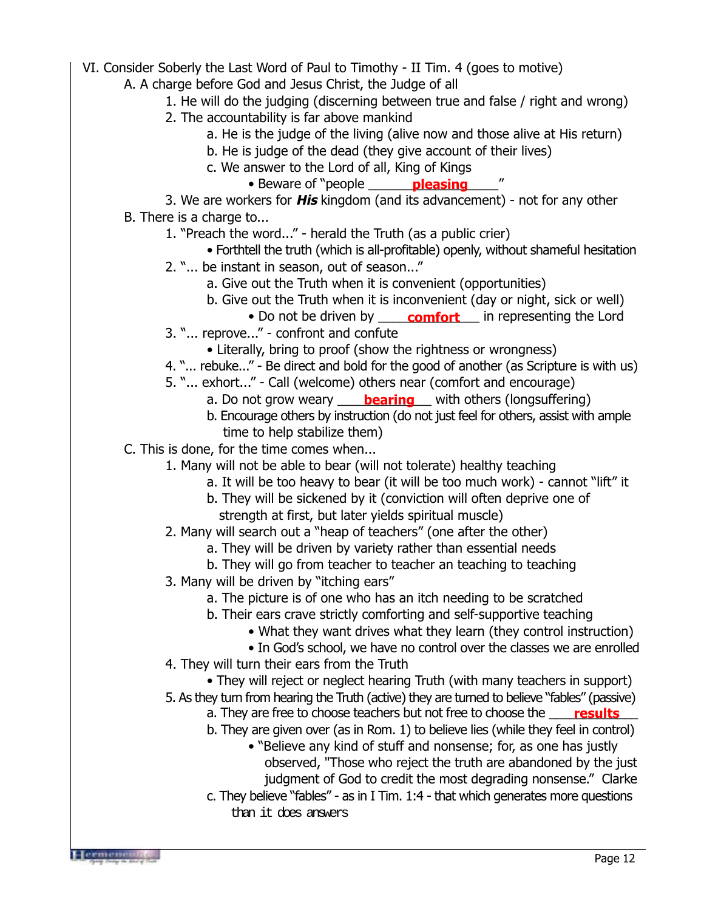VI. Consider Soberly the Last Word of Paul to Timothy - II Tim. 4 (goes to motive)

- A. A charge before God and Jesus Christ, the Judge of all
  1. He will do the judging (discerning between true and false / right and wrong)
  2. The accountability is far above mankind
     - a. He is the judge of the living (alive now and those alive at His return)
     - b. He is judge of the dead (they give account of their lives)
     - c. We answer to the Lord of all, King of Kings
       - Beware of "people ______**pleasing**_____"
  3. We are workers for ***His*** kingdom (and its advancement) - not for any other
- B. There is a charge to...
  1. "Preach the word..." - herald the Truth (as a public crier)
     - Forthtell the truth (which is all-profitable) openly, without shameful hesitation
  2. "... be instant in season, out of season..."
     - a. Give out the Truth when it is convenient (opportunities)
     - b. Give out the Truth when it is inconvenient (day or night, sick or well)
       - Do not be driven by ____**comfort**___ in representing the Lord
  3. "... reprove..." - confront and confute
     - Literally, bring to proof (show the rightness or wrongness)
  4. "... rebuke..." - Be direct and bold for the good of another (as Scripture is with us)
  5. "... exhort..." - Call (welcome) others near (comfort and encourage)
     - a. Do not grow weary ____**bearing**___ with others (longsuffering)
     - b. Encourage others by instruction (do not just feel for others, assist with ample time to help stabilize them)
- C. This is done, for the time comes when...
  1. Many will not be able to bear (will not tolerate) healthy teaching
     - a. It will be too heavy to bear (it will be too much work) - cannot "lift" it
     - b. They will be sickened by it (conviction will often deprive one of strength at first, but later yields spiritual muscle)
  2. Many will search out a "heap of teachers" (one after the other)
     - a. They will be driven by variety rather than essential needs
     - b. They will go from teacher to teacher an teaching to teaching
  3. Many will be driven by "itching ears"
     - a. The picture is of one who has an itch needing to be scratched
     - b. Their ears crave strictly comforting and self-supportive teaching
       - What they want drives what they learn (they control instruction)
       - In God's school, we have no control over the classes we are enrolled
  4. They will turn their ears from the Truth
     - They will reject or neglect hearing Truth (with many teachers in support)
  5. As they turn from hearing the Truth (active) they are turned to believe "fables" (passive)
     - a. They are free to choose teachers but not free to choose the ____**results**___
     - b. They are given over (as in Rom. 1) to believe lies (while they feel in control)
       - "Believe any kind of stuff and nonsense; for, as one has justly observed, "Those who reject the truth are abandoned by the just judgment of God to credit the most degrading nonsense." Clarke
     - c. They believe "fables" - as in I Tim. 1:4 - that which generates more questions than it does answers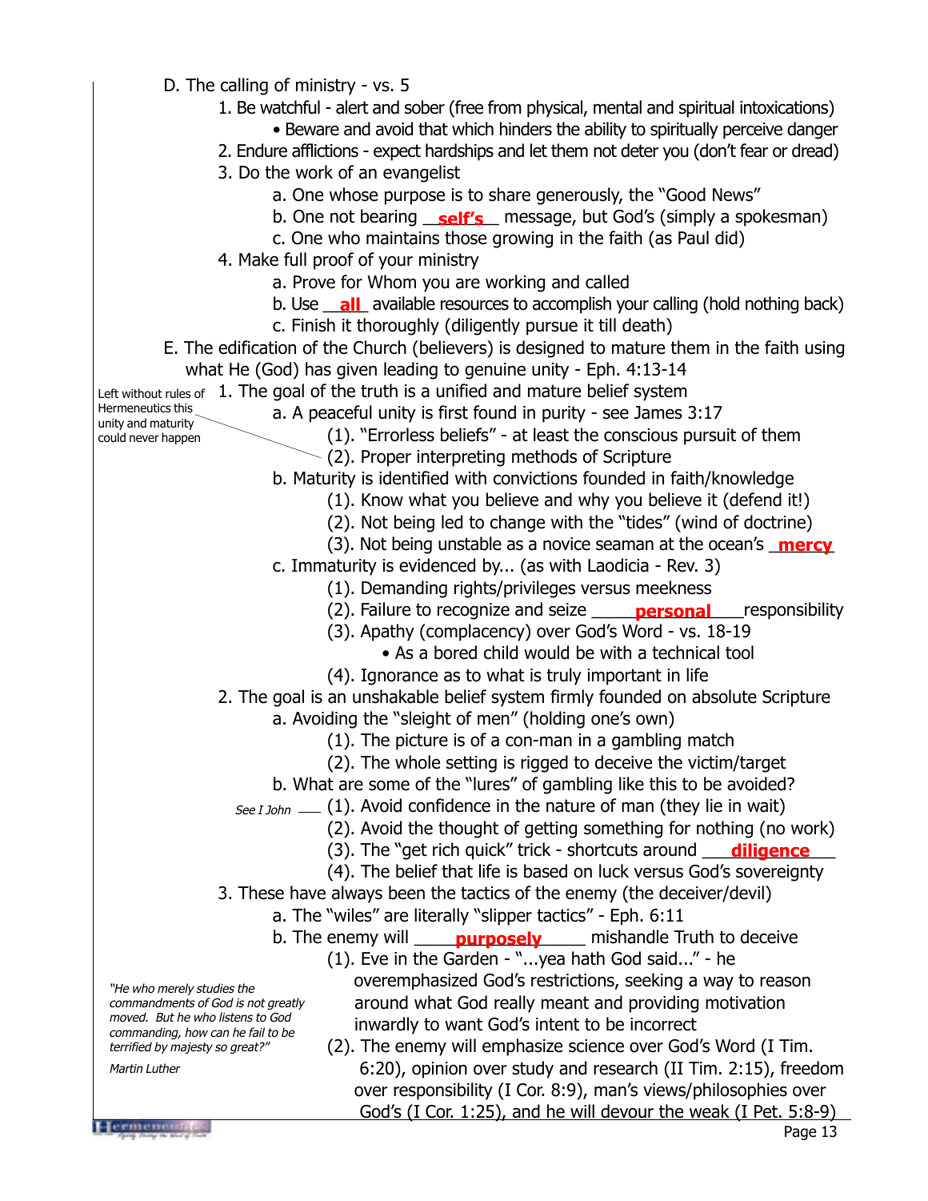D. The calling of ministry - vs. 5

1. Be watchful - alert and sober (free from physical, mental and spiritual intoxications)
   - Beware and avoid that which hinders the ability to spiritually perceive danger
2. Endure afflictions - expect hardships and let them not deter you (don't fear or dread)
3. Do the work of an evangelist
   a. One whose purpose is to share generously, the "Good News"
   b. One not bearing **self's** message, but God's (simply a spokesman)
   c. One who maintains those growing in the faith (as Paul did)
4. Make full proof of your ministry
   a. Prove for Whom you are working and called
   b. Use **all** available resources to accomplish your calling (hold nothing back)
   c. Finish it thoroughly (diligently pursue it till death)

E. The edification of the Church (believers) is designed to mature them in the faith using what He (God) has given leading to genuine unity - Eph. 4:13-14

1. The goal of the truth is a unified and mature belief system
   a. A peaceful unity is first found in purity - see James 3:17
      (1). "Errorless beliefs" - at least the conscious pursuit of them
      (2). Proper interpreting methods of Scripture

      *Left without rules of Hermeneutics this unity and maturity could never happen*
   b. Maturity is identified with convictions founded in faith/knowledge
      (1). Know what you believe and why you believe it (defend it!)
      (2). Not being led to change with the "tides" (wind of doctrine)
      (3). Not being unstable as a novice seaman at the ocean's **mercy**
   c. Immaturity is evidenced by... (as with Laodicia - Rev. 3)
      (1). Demanding rights/privileges versus meekness
      (2). Failure to recognize and seize **personal** responsibility
      (3). Apathy (complacency) over God's Word - vs. 18-19
         - As a bored child would be with a technical tool
      (4). Ignorance as to what is truly important in life
2. The goal is an unshakable belief system firmly founded on absolute Scripture
   a. Avoiding the "sleight of men" (holding one's own)
      (1). The picture is of a con-man in a gambling match
      (2). The whole setting is rigged to deceive the victim/target
   b. What are some of the "lures" of gambling like this to be avoided?
      (1). Avoid confidence in the nature of man (they lie in wait) — *See I John*
      (2). Avoid the thought of getting something for nothing (no work)
      (3). The "get rich quick" trick - shortcuts around **diligence**
      (4). The belief that life is based on luck versus God's sovereignty
3. These have always been the tactics of the enemy (the deceiver/devil)
   a. The "wiles" are literally "slipper tactics" - Eph. 6:11
   b. The enemy will **purposely** mishandle Truth to deceive
      (1). Eve in the Garden - "...yea hath God said..." - he overemphasized God's restrictions, seeking a way to reason around what God really meant and providing motivation inwardly to want God's intent to be incorrect
      (2). The enemy will emphasize science over God's Word (I Tim. 6:20), opinion over study and research (II Tim. 2:15), freedom over responsibility (I Cor. 8:9), man's views/philosophies over God's (I Cor. 1:25), and he will devour the weak (I Pet. 5:8-9)

*"He who merely studies the commandments of God is not greatly moved. But he who listens to God commanding, how can he fail to be terrified by majesty so great?"*

*Martin Luther*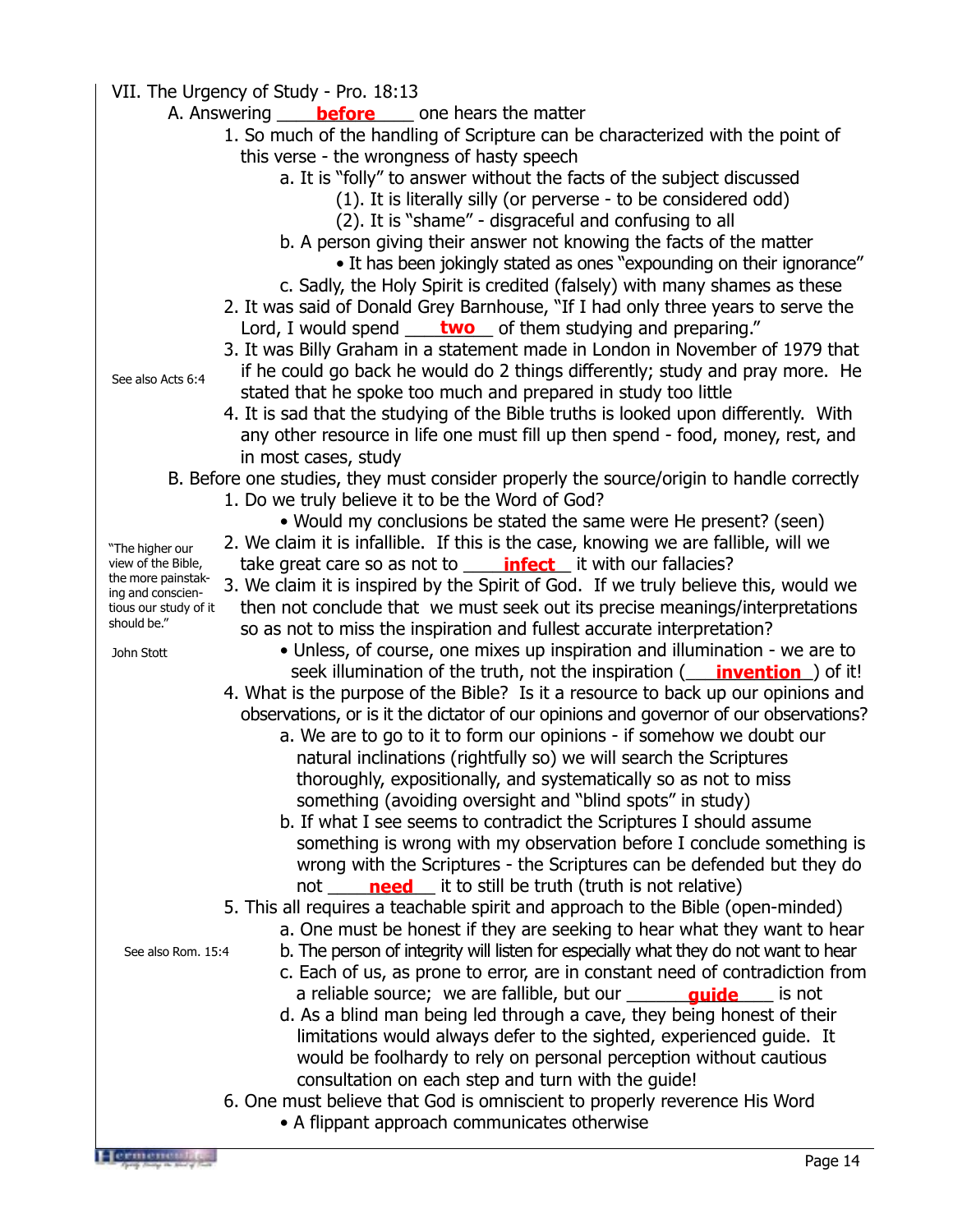## VII. The Urgency of Study - Pro. 18:13

A. Answering ____**before**____ one hears the matter

1. So much of the handling of Scripture can be characterized with the point of this verse - the wrongness of hasty speech
    a. It is "folly" to answer without the facts of the subject discussed
        (1). It is literally silly (or perverse - to be considered odd)
        (2). It is "shame" - disgraceful and confusing to all
    b. A person giving their answer not knowing the facts of the matter
        • It has been jokingly stated as ones "expounding on their ignorance"
    c. Sadly, the Holy Spirit is credited (falsely) with many shames as these
2. It was said of Donald Grey Barnhouse, "If I had only three years to serve the Lord, I would spend ____**two**____ of them studying and preparing."
3. It was Billy Graham in a statement made in London in November of 1979 that if he could go back he would do 2 things differently; study and pray more. He stated that he spoke too much and prepared in study too little

    See also Acts 6:4

4. It is sad that the studying of the Bible truths is looked upon differently. With any other resource in life one must fill up then spend - food, money, rest, and in most cases, study

B. Before one studies, they must consider properly the source/origin to handle correctly

1. Do we truly believe it to be the Word of God?
    • Would my conclusions be stated the same were He present? (seen)
2. We claim it is infallible. If this is the case, knowing we are fallible, will we take great care so as not to ____**infect**____ it with our fallacies?
3. We claim it is inspired by the Spirit of God. If we truly believe this, would we then not conclude that we must seek out its precise meanings/interpretations so as not to miss the inspiration and fullest accurate interpretation?
    • Unless, of course, one mixes up inspiration and illumination - we are to seek illumination of the truth, not the inspiration (____**invention**____) of it!

    "The higher our view of the Bible, the more painstaking and conscientious our study of it should be." John Stott

4. What is the purpose of the Bible? Is it a resource to back up our opinions and observations, or is it the dictator of our opinions and governor of our observations?
    a. We are to go to it to form our opinions - if somehow we doubt our natural inclinations (rightfully so) we will search the Scriptures thoroughly, expositionally, and systematically so as not to miss something (avoiding oversight and "blind spots" in study)
    b. If what I see seems to contradict the Scriptures I should assume something is wrong with my observation before I conclude something is wrong with the Scriptures - the Scriptures can be defended but they do not ____**need**____ it to still be truth (truth is not relative)
5. This all requires a teachable spirit and approach to the Bible (open-minded)
    a. One must be honest if they are seeking to hear what they want to hear
    b. The person of integrity will listen for especially what they do not want to hear

    See also Rom. 15:4

    c. Each of us, as prone to error, are in constant need of contradiction from a reliable source; we are fallible, but our ____**guide**____ is not
    d. As a blind man being led through a cave, they being honest of their limitations would always defer to the sighted, experienced guide. It would be foolhardy to rely on personal perception without cautious consultation on each step and turn with the guide!
6. One must believe that God is omniscient to properly reverence His Word
    • A flippant approach communicates otherwise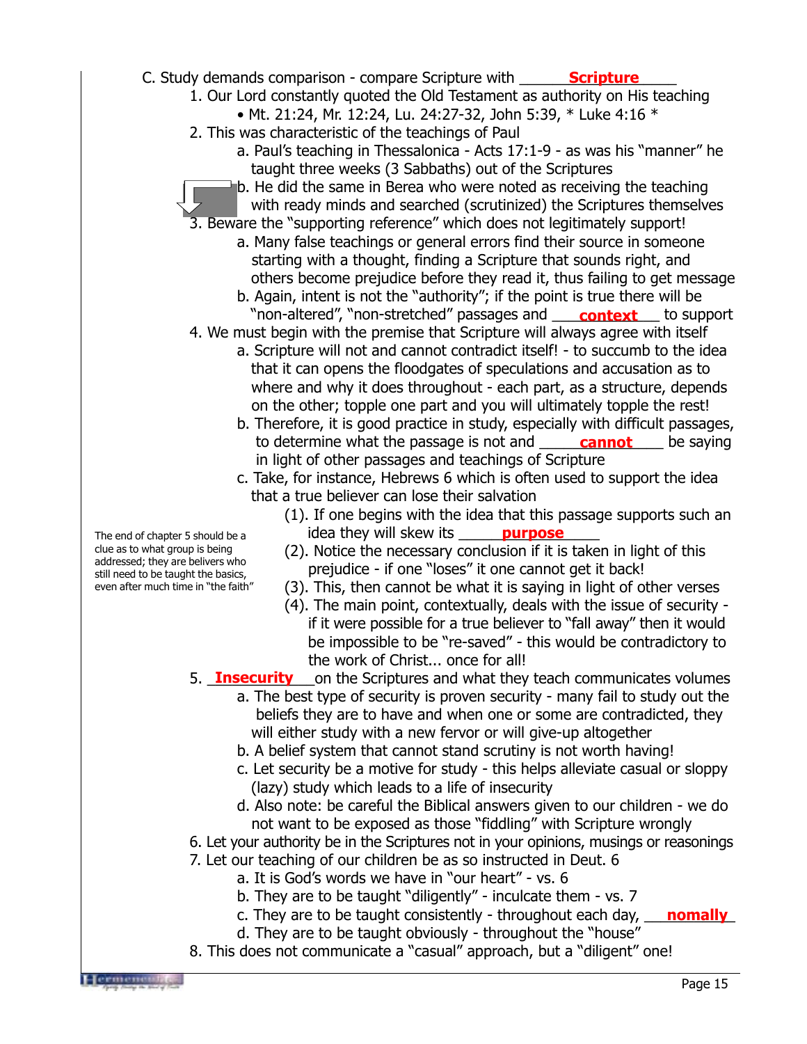C. Study demands comparison - compare Scripture with ______**Scripture**_____

1. Our Lord constantly quoted the Old Testament as authority on His teaching
   - Mt. 21:24, Mr. 12:24, Lu. 24:27-32, John 5:39, * Luke 4:16 *
2. This was characteristic of the teachings of Paul
   a. Paul's teaching in Thessalonica - Acts 17:1-9 - as was his "manner" he taught three weeks (3 Sabbaths) out of the Scriptures
   b. He did the same in Berea who were noted as receiving the teaching with ready minds and searched (scrutinized) the Scriptures themselves
3. Beware the "supporting reference" which does not legitimately support!
   a. Many false teachings or general errors find their source in someone starting with a thought, finding a Scripture that sounds right, and others become prejudice before they read it, thus failing to get message
   b. Again, intent is not the "authority"; if the point is true there will be "non-altered", "non-stretched" passages and ___**context**___ to support
4. We must begin with the premise that Scripture will always agree with itself
   a. Scripture will not and cannot contradict itself! - to succumb to the idea that it can opens the floodgates of speculations and accusation as to where and why it does throughout - each part, as a structure, depends on the other; topple one part and you will ultimately topple the rest!
   b. Therefore, it is good practice in study, especially with difficult passages, to determine what the passage is not and _____**cannot**_____ be saying in light of other passages and teachings of Scripture
   c. Take, for instance, Hebrews 6 which is often used to support the idea that a true believer can lose their salvation
      (1). If one begins with the idea that this passage supports such an idea they will skew its ______**purpose**______
      (2). Notice the necessary conclusion if it is taken in light of this prejudice - if one "loses" it one cannot get it back!
      (3). This, then cannot be what it is saying in light of other verses
      (4). The main point, contextually, deals with the issue of security - if it were possible for a true believer to "fall away" then it would be impossible to be "re-saved" - this would be contradictory to the work of Christ... once for all!

The end of chapter 5 should be a clue as to what group is being addressed; they are belivers who still need to be taught the basics, even after much time in "the faith"

5. _**Insecurity**___on the Scriptures and what they teach communicates volumes
   a. The best type of security is proven security - many fail to study out the beliefs they are to have and when one or some are contradicted, they will either study with a new fervor or will give-up altogether
   b. A belief system that cannot stand scrutiny is not worth having!
   c. Let security be a motive for study - this helps alleviate casual or sloppy (lazy) study which leads to a life of insecurity
   d. Also note: be careful the Biblical answers given to our children - we do not want to be exposed as those "fiddling" with Scripture wrongly
6. Let your authority be in the Scriptures not in your opinions, musings or reasonings
7. Let our teaching of our children be as so instructed in Deut. 6
   a. It is God's words we have in "our heart" - vs. 6
   b. They are to be taught "diligently" - inculcate them - vs. 7
   c. They are to be taught consistently - throughout each day, ___**nomally**_
   d. They are to be taught obviously - throughout the "house"
8. This does not communicate a "casual" approach, but a "diligent" one!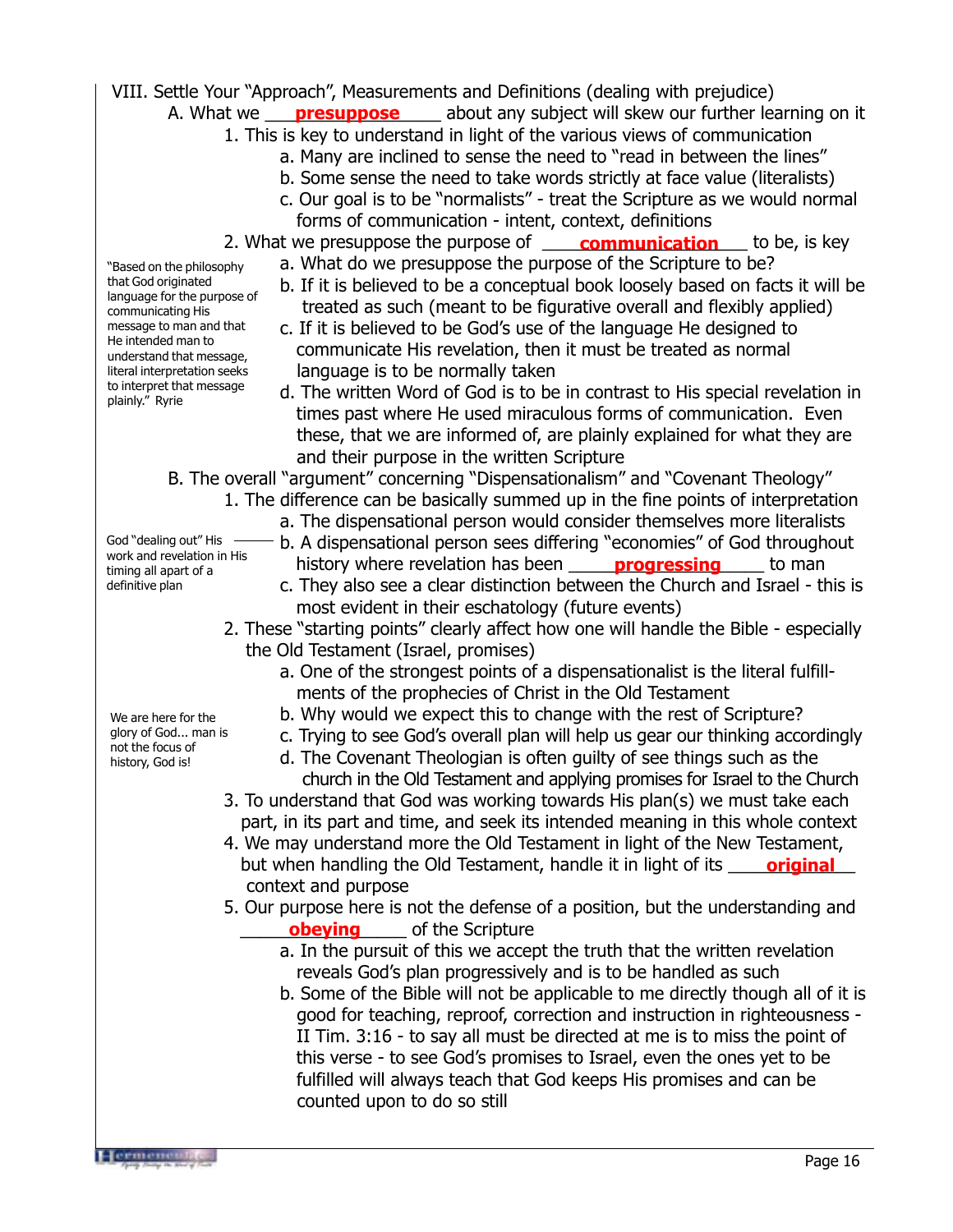VIII. Settle Your "Approach", Measurements and Definitions (dealing with prejudice)

A. What we ___**presuppose**_____ about any subject will skew our further learning on it

1. This is key to understand in light of the various views of communication
   - a. Many are inclined to sense the need to "read in between the lines"
   - b. Some sense the need to take words strictly at face value (literalists)
   - c. Our goal is to be "normalists" - treat the Scripture as we would normal forms of communication - intent, context, definitions
2. What we presuppose the purpose of ____**communication**___ to be, is key
   - a. What do we presuppose the purpose of the Scripture to be?
   - b. If it is believed to be a conceptual book loosely based on facts it will be treated as such (meant to be figurative overall and flexibly applied)
   - c. If it is believed to be God's use of the language He designed to communicate His revelation, then it must be treated as normal language is to be normally taken
   - d. The written Word of God is to be in contrast to His special revelation in times past where He used miraculous forms of communication. Even these, that we are informed of, are plainly explained for what they are and their purpose in the written Scripture

"Based on the philosophy that God originated language for the purpose of communicating His message to man and that He intended man to understand that message, literal interpretation seeks to interpret that message plainly." Ryrie

B. The overall "argument" concerning "Dispensationalism" and "Covenant Theology"

1. The difference can be basically summed up in the fine points of interpretation
   - a. The dispensational person would consider themselves more literalists
   - b. A dispensational person sees differing "economies" of God throughout history where revelation has been _____**progressing**_____ to man
   - c. They also see a clear distinction between the Church and Israel - this is most evident in their eschatology (future events)

God "dealing out" His work and revelation in His timing all apart of a definitive plan

2. These "starting points" clearly affect how one will handle the Bible - especially the Old Testament (Israel, promises)
   - a. One of the strongest points of a dispensationalist is the literal fulfillments of the prophecies of Christ in the Old Testament
   - b. Why would we expect this to change with the rest of Scripture?
   - c. Trying to see God's overall plan will help us gear our thinking accordingly
   - d. The Covenant Theologian is often guilty of see things such as the church in the Old Testament and applying promises for Israel to the Church

We are here for the glory of God... man is not the focus of history, God is!

3. To understand that God was working towards His plan(s) we must take each part, in its part and time, and seek its intended meaning in this whole context
4. We may understand more the Old Testament in light of the New Testament, but when handling the Old Testament, handle it in light of its ____**original**___ context and purpose
5. Our purpose here is not the defense of a position, but the understanding and ______**obeying**______ of the Scripture
   - a. In the pursuit of this we accept the truth that the written revelation reveals God's plan progressively and is to be handled as such
   - b. Some of the Bible will not be applicable to me directly though all of it is good for teaching, reproof, correction and instruction in righteousness - II Tim. 3:16 - to say all must be directed at me is to miss the point of this verse - to see God's promises to Israel, even the ones yet to be fulfilled will always teach that God keeps His promises and can be counted upon to do so still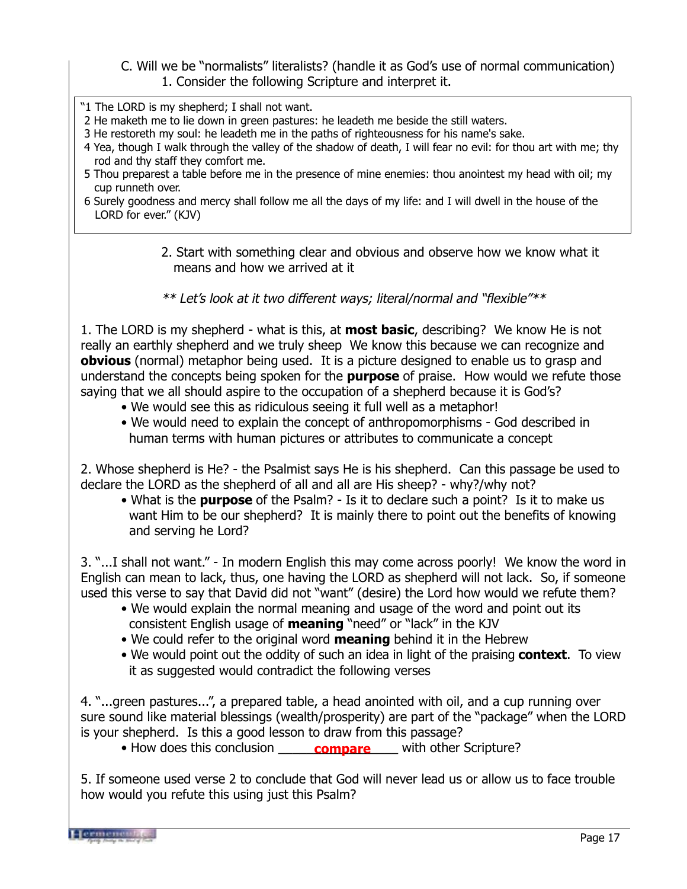C. Will we be "normalists" literalists? (handle it as God's use of normal communication)

1. Consider the following Scripture and interpret it.

> "1 The LORD is my shepherd; I shall not want.
> 2 He maketh me to lie down in green pastures: he leadeth me beside the still waters.
> 3 He restoreth my soul: he leadeth me in the paths of righteousness for his name's sake.
> 4 Yea, though I walk through the valley of the shadow of death, I will fear no evil: for thou art with me; thy rod and thy staff they comfort me.
> 5 Thou preparest a table before me in the presence of mine enemies: thou anointest my head with oil; my cup runneth over.
> 6 Surely goodness and mercy shall follow me all the days of my life: and I will dwell in the house of the LORD for ever." (KJV)

2. Start with something clear and obvious and observe how we know what it means and how we arrived at it

*\*\* Let's look at it two different ways; literal/normal and "flexible"\*\**

1. The LORD is my shepherd - what is this, at **most basic**, describing? We know He is not really an earthly shepherd and we truly sheep We know this because we can recognize and **obvious** (normal) metaphor being used. It is a picture designed to enable us to grasp and understand the concepts being spoken for the **purpose** of praise. How would we refute those saying that we all should aspire to the occupation of a shepherd because it is God's?
   - We would see this as ridiculous seeing it full well as a metaphor!
   - We would need to explain the concept of anthropomorphisms - God described in human terms with human pictures or attributes to communicate a concept

2. Whose shepherd is He? - the Psalmist says He is his shepherd. Can this passage be used to declare the LORD as the shepherd of all and all are His sheep? - why?/why not?
   - What is the **purpose** of the Psalm? - Is it to declare such a point? Is it to make us want Him to be our shepherd? It is mainly there to point out the benefits of knowing and serving he Lord?

3. "...I shall not want." - In modern English this may come across poorly! We know the word in English can mean to lack, thus, one having the LORD as shepherd will not lack. So, if someone used this verse to say that David did not "want" (desire) the Lord how would we refute them?
   - We would explain the normal meaning and usage of the word and point out its consistent English usage of **meaning** "need" or "lack" in the KJV
   - We could refer to the original word **meaning** behind it in the Hebrew
   - We would point out the oddity of such an idea in light of the praising **context**. To view it as suggested would contradict the following verses

4. "...green pastures...", a prepared table, a head anointed with oil, and a cup running over sure sound like material blessings (wealth/prosperity) are part of the "package" when the LORD is your shepherd. Is this a good lesson to draw from this passage?
   - How does this conclusion ______**compare**______ with other Scripture?

5. If someone used verse 2 to conclude that God will never lead us or allow us to face trouble how would you refute this using just this Psalm?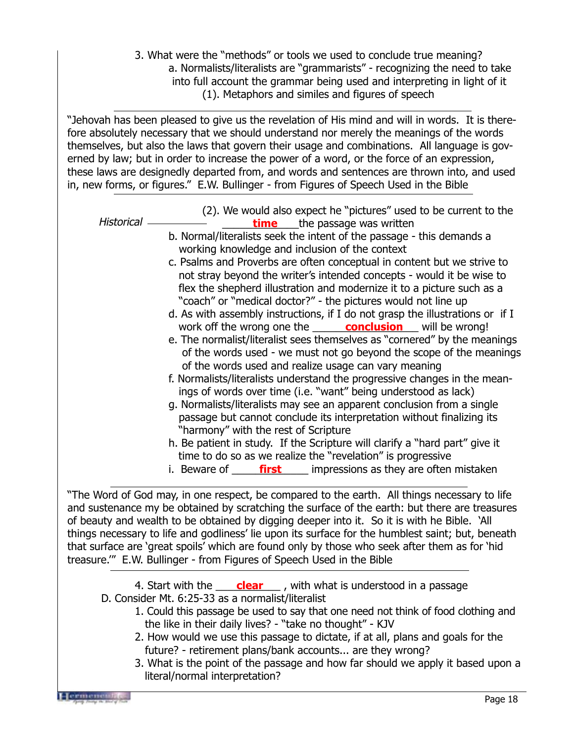3. What were the "methods" or tools we used to conclude true meaning?

   a. Normalists/literalists are "grammarists" - recognizing the need to take into full account the grammar being used and interpreting in light of it

      (1). Metaphors and similes and figures of speech

---

"Jehovah has been pleased to give us the revelation of His mind and will in words. It is therefore absolutely necessary that we should understand nor merely the meanings of the words themselves, but also the laws that govern their usage and combinations. All language is governed by law; but in order to increase the power of a word, or the force of an expression, these laws are designedly departed from, and words and sentences are thrown into, and used in, new forms, or figures." E.W. Bullinger - from Figures of Speech Used in the Bible

---

*Historical* ______

      (2). We would also expect he "pictures" used to be current to the ____**time**____the passage was written

   b. Normal/literalists seek the intent of the passage - this demands a working knowledge and inclusion of the context

   c. Psalms and Proverbs are often conceptual in content but we strive to not stray beyond the writer's intended concepts - would it be wise to flex the shepherd illustration and modernize it to a picture such as a "coach" or "medical doctor?" - the pictures would not line up

   d. As with assembly instructions, if I do not grasp the illustrations or if I work off the wrong one the ______**conclusion**___ will be wrong!

   e. The normalist/literalist sees themselves as "cornered" by the meanings of the words used - we must not go beyond the scope of the meanings of the words used and realize usage can vary meaning

   f. Normalists/literalists understand the progressive changes in the meanings of words over time (i.e. "want" being understood as lack)

   g. Normalists/literalists may see an apparent conclusion from a single passage but cannot conclude its interpretation without finalizing its "harmony" with the rest of Scripture

   h. Be patient in study. If the Scripture will clarify a "hard part" give it time to do so as we realize the "revelation" is progressive

   i. Beware of _____**first**_____ impressions as they are often mistaken

---

"The Word of God may, in one respect, be compared to the earth. All things necessary to life and sustenance my be obtained by scratching the surface of the earth: but there are treasures of beauty and wealth to be obtained by digging deeper into it. So it is with he Bible. 'All things necessary to life and godliness' lie upon its surface for the humblest saint; but, beneath that surface are 'great spoils' which are found only by those who seek after them as for 'hid treasure.'" E.W. Bullinger - from Figures of Speech Used in the Bible

---

4. Start with the ____**clear**____ , with what is understood in a passage

D. Consider Mt. 6:25-33 as a normalist/literalist

1. Could this passage be used to say that one need not think of food clothing and the like in their daily lives? - "take no thought" - KJV

2. How would we use this passage to dictate, if at all, plans and goals for the future? - retirement plans/bank accounts... are they wrong?

3. What is the point of the passage and how far should we apply it based upon a literal/normal interpretation?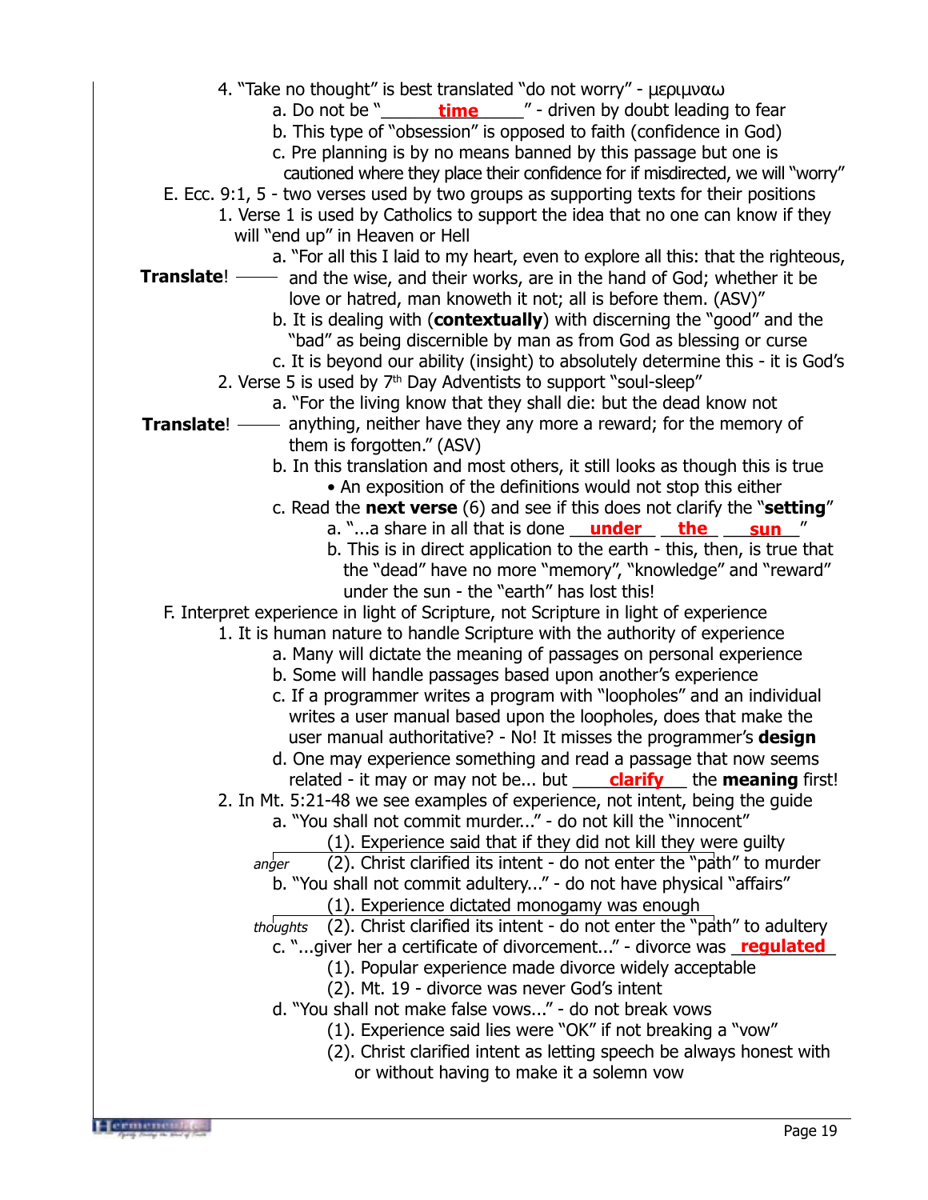4. "Take no thought" is best translated "do not worry" - μεριμναω
   a. Do not be "**time**" - driven by doubt leading to fear
   b. This type of "obsession" is opposed to faith (confidence in God)
   c. Pre planning is by no means banned by this passage but one is cautioned where they place their confidence for if misdirected, we will "worry"

E. Ecc. 9:1, 5 - two verses used by two groups as supporting texts for their positions
   1. Verse 1 is used by Catholics to support the idea that no one can know if they will "end up" in Heaven or Hell
      a. "For all this I laid to my heart, even to explore all this: that the righteous, and the wise, and their works, are in the hand of God; whether it be love or hatred, man knoweth it not; all is before them. (ASV)" — **Translate**!
      b. It is dealing with (**contextually**) with discerning the "good" and the "bad" as being discernible by man as from God as blessing or curse
      c. It is beyond our ability (insight) to absolutely determine this - it is God's
   2. Verse 5 is used by 7th Day Adventists to support "soul-sleep"
      a. "For the living know that they shall die: but the dead know not anything, neither have they any more a reward; for the memory of them is forgotten." (ASV) — **Translate**!
      b. In this translation and most others, it still looks as though this is true
         - An exposition of the definitions would not stop this either
      c. Read the **next verse** (6) and see if this does not clarify the "**setting**"
         a. "...a share in all that is done **under the sun**"
         b. This is in direct application to the earth - this, then, is true that the "dead" have no more "memory", "knowledge" and "reward" under the sun - the "earth" has lost this!

F. Interpret experience in light of Scripture, not Scripture in light of experience
   1. It is human nature to handle Scripture with the authority of experience
      a. Many will dictate the meaning of passages on personal experience
      b. Some will handle passages based upon another's experience
      c. If a programmer writes a program with "loopholes" and an individual writes a user manual based upon the loopholes, does that make the user manual authoritative? - No! It misses the programmer's **design**
      d. One may experience something and read a passage that now seems related - it may or may not be... but **clarify** the **meaning** first!
   2. In Mt. 5:21-48 we see examples of experience, not intent, being the guide
      a. "You shall not commit murder..." - do not kill the "innocent"
         (1). Experience said that if they did not kill they were guilty
         (2). Christ clarified its intent - do not enter the "path" to murder (*anger*)
      b. "You shall not commit adultery..." - do not have physical "affairs"
         (1). Experience dictated monogamy was enough
         (2). Christ clarified its intent - do not enter the "path" to adultery (*thoughts*)
      c. "...giver her a certificate of divorcement..." - divorce was **regulated**
         (1). Popular experience made divorce widely acceptable
         (2). Mt. 19 - divorce was never God's intent
      d. "You shall not make false vows..." - do not break vows
         (1). Experience said lies were "OK" if not breaking a "vow"
         (2). Christ clarified intent as letting speech be always honest with or without having to make it a solemn vow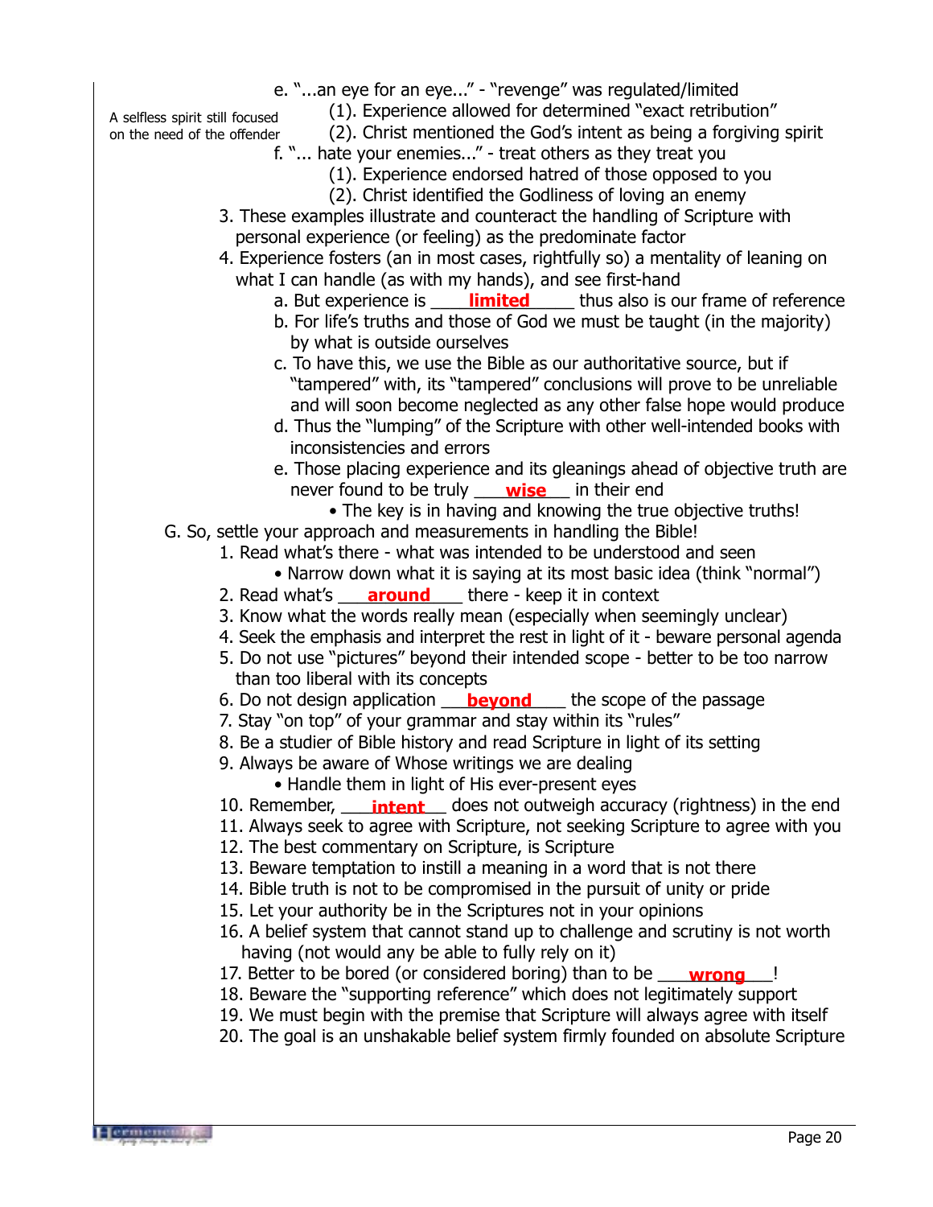e. "...an eye for an eye..." - "revenge" was regulated/limited

A selfless spirit still focused on the need of the offender

(1). Experience allowed for determined "exact retribution"

(2). Christ mentioned the God's intent as being a forgiving spirit

f. "... hate your enemies..." - treat others as they treat you

(1). Experience endorsed hatred of those opposed to you

(2). Christ identified the Godliness of loving an enemy

3. These examples illustrate and counteract the handling of Scripture with personal experience (or feeling) as the predominate factor

4. Experience fosters (an in most cases, rightfully so) a mentality of leaning on what I can handle (as with my hands), and see first-hand

   a. But experience is ____**limited**____ thus also is our frame of reference

   b. For life's truths and those of God we must be taught (in the majority) by what is outside ourselves

   c. To have this, we use the Bible as our authoritative source, but if "tampered" with, its "tampered" conclusions will prove to be unreliable and will soon become neglected as any other false hope would produce

   d. Thus the "lumping" of the Scripture with other well-intended books with inconsistencies and errors

   e. Those placing experience and its gleanings ahead of objective truth are never found to be truly ____**wise**____ in their end

      • The key is in having and knowing the true objective truths!

G. So, settle your approach and measurements in handling the Bible!

1. Read what's there - what was intended to be understood and seen
   • Narrow down what it is saying at its most basic idea (think "normal")
2. Read what's ____**around**____ there - keep it in context
3. Know what the words really mean (especially when seemingly unclear)
4. Seek the emphasis and interpret the rest in light of it - beware personal agenda
5. Do not use "pictures" beyond their intended scope - better to be too narrow than too liberal with its concepts
6. Do not design application ____**beyond**____ the scope of the passage
7. Stay "on top" of your grammar and stay within its "rules"
8. Be a studier of Bible history and read Scripture in light of its setting
9. Always be aware of Whose writings we are dealing
   • Handle them in light of His ever-present eyes
10. Remember, ____**intent**____ does not outweigh accuracy (rightness) in the end
11. Always seek to agree with Scripture, not seeking Scripture to agree with you
12. The best commentary on Scripture, is Scripture
13. Beware temptation to instill a meaning in a word that is not there
14. Bible truth is not to be compromised in the pursuit of unity or pride
15. Let your authority be in the Scriptures not in your opinions
16. A belief system that cannot stand up to challenge and scrutiny is not worth having (not would any be able to fully rely on it)
17. Better to be bored (or considered boring) than to be ____**wrong**____!
18. Beware the "supporting reference" which does not legitimately support
19. We must begin with the premise that Scripture will always agree with itself
20. The goal is an unshakable belief system firmly founded on absolute Scripture